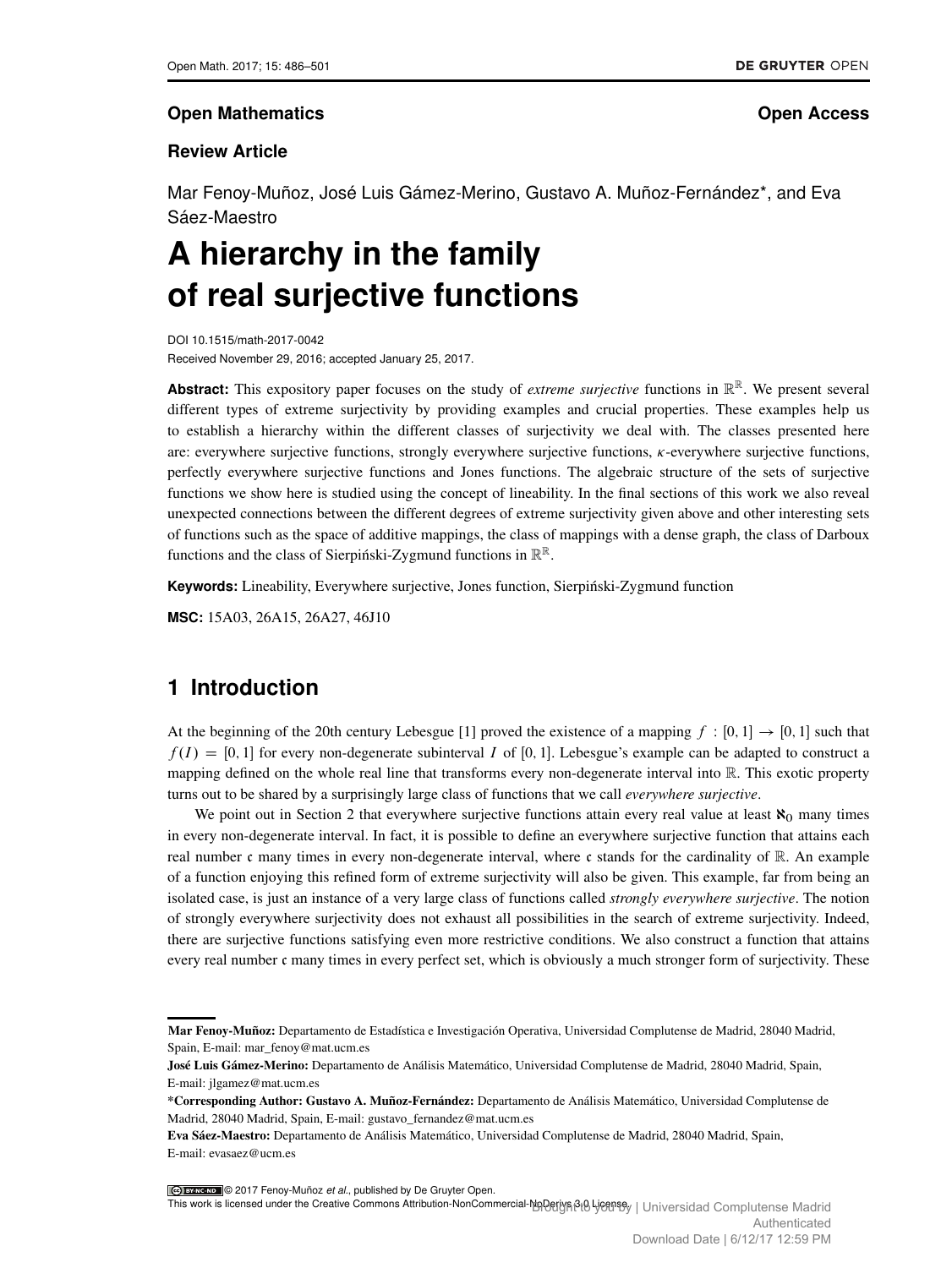**Open Mathematics** **Open Access**

**Review Article**

Mar Fenoy-Muñoz, José Luis Gámez-Merino, Gustavo A. Muñoz-Fernández*, and Eva Sáez-Maestro

# A hierarchy in the family of real surjective functions

DOI 10.1515/math-2017-0042

Received November 29, 2016; accepted January 25, 2017.

**Abstract:** This expository paper focuses on the study of *extreme surjective* functions in $\mathbb{R}^{\mathbb{R}}$. We present several different types of extreme surjectivity by providing examples and crucial properties. These examples help us to establish a hierarchy within the different classes of surjectivity we deal with. The classes presented here are: everywhere surjective functions, strongly everywhere surjective functions, $\kappa$-everywhere surjective functions, perfectly everywhere surjective functions and Jones functions. The algebraic structure of the sets of surjective functions we show here is studied using the concept of lineability. In the final sections of this work we also reveal unexpected connections between the different degrees of extreme surjectivity given above and other interesting sets of functions such as the space of additive mappings, the class of mappings with a dense graph, the class of Darboux functions and the class of Sierpiński-Zygmund functions in $\mathbb{R}^{\mathbb{R}}$.

**Keywords:** Lineability, Everywhere surjective, Jones function, Sierpiński-Zygmund function

**MSC:** 15A03, 26A15, 26A27, 46J10

## 1 Introduction

At the beginning of the 20th century Lebesgue [1] proved the existence of a mapping $f : [0, 1] \to [0, 1]$ such that $f(I) = [0, 1]$ for every non-degenerate subinterval $I$ of $[0, 1]$. Lebesgue's example can be adapted to construct a mapping defined on the whole real line that transforms every non-degenerate interval into $\mathbb{R}$. This exotic property turns out to be shared by a surprisingly large class of functions that we call *everywhere surjective*.

We point out in Section 2 that everywhere surjective functions attain every real value at least $\aleph_0$ many times in every non-degenerate interval. In fact, it is possible to define an everywhere surjective function that attains each real number $\mathfrak{c}$ many times in every non-degenerate interval, where $\mathfrak{c}$ stands for the cardinality of $\mathbb{R}$. An example of a function enjoying this refined form of extreme surjectivity will also be given. This example, far from being an isolated case, is just an instance of a very large class of functions called *strongly everywhere surjective*. The notion of strongly everywhere surjectivity does not exhaust all possibilities in the search of extreme surjectivity. Indeed, there are surjective functions satisfying even more restrictive conditions. We also construct a function that attains every real number $\mathfrak{c}$ many times in every perfect set, which is obviously a much stronger form of surjectivity. These

---

**Mar Fenoy-Muñoz:** Departamento de Estadística e Investigación Operativa, Universidad Complutense de Madrid, 28040 Madrid, Spain, E-mail: mar_fenoy@mat.ucm.es

**José Luis Gámez-Merino:** Departamento de Análisis Matemático, Universidad Complutense de Madrid, 28040 Madrid, Spain, E-mail: jlgamez@mat.ucm.es

**\*Corresponding Author: Gustavo A. Muñoz-Fernández:** Departamento de Análisis Matemático, Universidad Complutense de Madrid, 28040 Madrid, Spain, E-mail: gustavo_fernandez@mat.ucm.es

**Eva Sáez-Maestro:** Departamento de Análisis Matemático, Universidad Complutense de Madrid, 28040 Madrid, Spain, E-mail: evasaez@ucm.es

© 2017 Fenoy-Muñoz *et al.*, published by De Gruyter Open.
This work is licensed under the Creative Commons Attribution-NonCommercial-NoDerivs 3.0 License.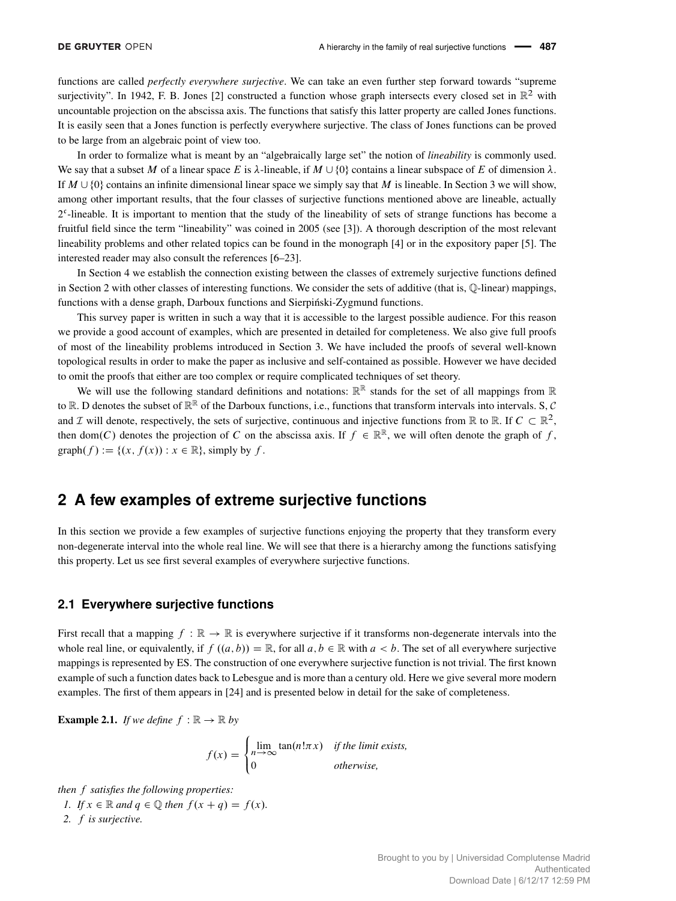functions are called *perfectly everywhere surjective*. We can take an even further step forward towards "supreme surjectivity". In 1942, F. B. Jones [2] constructed a function whose graph intersects every closed set in $\mathbb{R}^2$ with uncountable projection on the abscissa axis. The functions that satisfy this latter property are called Jones functions. It is easily seen that a Jones function is perfectly everywhere surjective. The class of Jones functions can be proved to be large from an algebraic point of view too.

In order to formalize what is meant by an "algebraically large set" the notion of *lineability* is commonly used. We say that a subset $M$ of a linear space $E$ is $\lambda$-lineable, if $M \cup \{0\}$ contains a linear subspace of $E$ of dimension $\lambda$. If $M \cup \{0\}$ contains an infinite dimensional linear space we simply say that $M$ is lineable. In Section 3 we will show, among other important results, that the four classes of surjective functions mentioned above are lineable, actually $2^{\mathfrak{c}}$-lineable. It is important to mention that the study of the lineability of sets of strange functions has become a fruitful field since the term "lineability" was coined in 2005 (see [3]). A thorough description of the most relevant lineability problems and other related topics can be found in the monograph [4] or in the expository paper [5]. The interested reader may also consult the references [6–23].

In Section 4 we establish the connection existing between the classes of extremely surjective functions defined in Section 2 with other classes of interesting functions. We consider the sets of additive (that is, $\mathbb{Q}$-linear) mappings, functions with a dense graph, Darboux functions and Sierpiński-Zygmund functions.

This survey paper is written in such a way that it is accessible to the largest possible audience. For this reason we provide a good account of examples, which are presented in detailed for completeness. We also give full proofs of most of the lineability problems introduced in Section 3. We have included the proofs of several well-known topological results in order to make the paper as inclusive and self-contained as possible. However we have decided to omit the proofs that either are too complex or require complicated techniques of set theory.

We will use the following standard definitions and notations: $\mathbb{R}^{\mathbb{R}}$ stands for the set of all mappings from $\mathbb{R}$ to $\mathbb{R}$. D denotes the subset of $\mathbb{R}^{\mathbb{R}}$ of the Darboux functions, i.e., functions that transform intervals into intervals. S, $\mathcal{C}$ and $\mathcal{I}$ will denote, respectively, the sets of surjective, continuous and injective functions from $\mathbb{R}$ to $\mathbb{R}$. If $C \subset \mathbb{R}^2$, then $\mathrm{dom}(C)$ denotes the projection of $C$ on the abscissa axis. If $f \in \mathbb{R}^{\mathbb{R}}$, we will often denote the graph of $f$, $\mathrm{graph}(f) := \{(x, f(x)) : x \in \mathbb{R}\}$, simply by $f$.

## 2 A few examples of extreme surjective functions

In this section we provide a few examples of surjective functions enjoying the property that they transform every non-degenerate interval into the whole real line. We will see that there is a hierarchy among the functions satisfying this property. Let us see first several examples of everywhere surjective functions.

### 2.1 Everywhere surjective functions

First recall that a mapping $f : \mathbb{R} \to \mathbb{R}$ is everywhere surjective if it transforms non-degenerate intervals into the whole real line, or equivalently, if $f((a, b)) = \mathbb{R}$, for all $a, b \in \mathbb{R}$ with $a < b$. The set of all everywhere surjective mappings is represented by ES. The construction of one everywhere surjective function is not trivial. The first known example of such a function dates back to Lebesgue and is more than a century old. Here we give several more modern examples. The first of them appears in [24] and is presented below in detail for the sake of completeness.

**Example 2.1.** *If we define $f : \mathbb{R} \to \mathbb{R}$ by*

$$f(x) = \begin{cases} \lim_{n\to\infty} \tan(n!\pi x) & \text{if the limit exists,} \\ 0 & \text{otherwise,} \end{cases}$$

*then $f$ satisfies the following properties:*

1. *If $x \in \mathbb{R}$ and $q \in \mathbb{Q}$ then $f(x + q) = f(x)$.*
2. *$f$ is surjective.*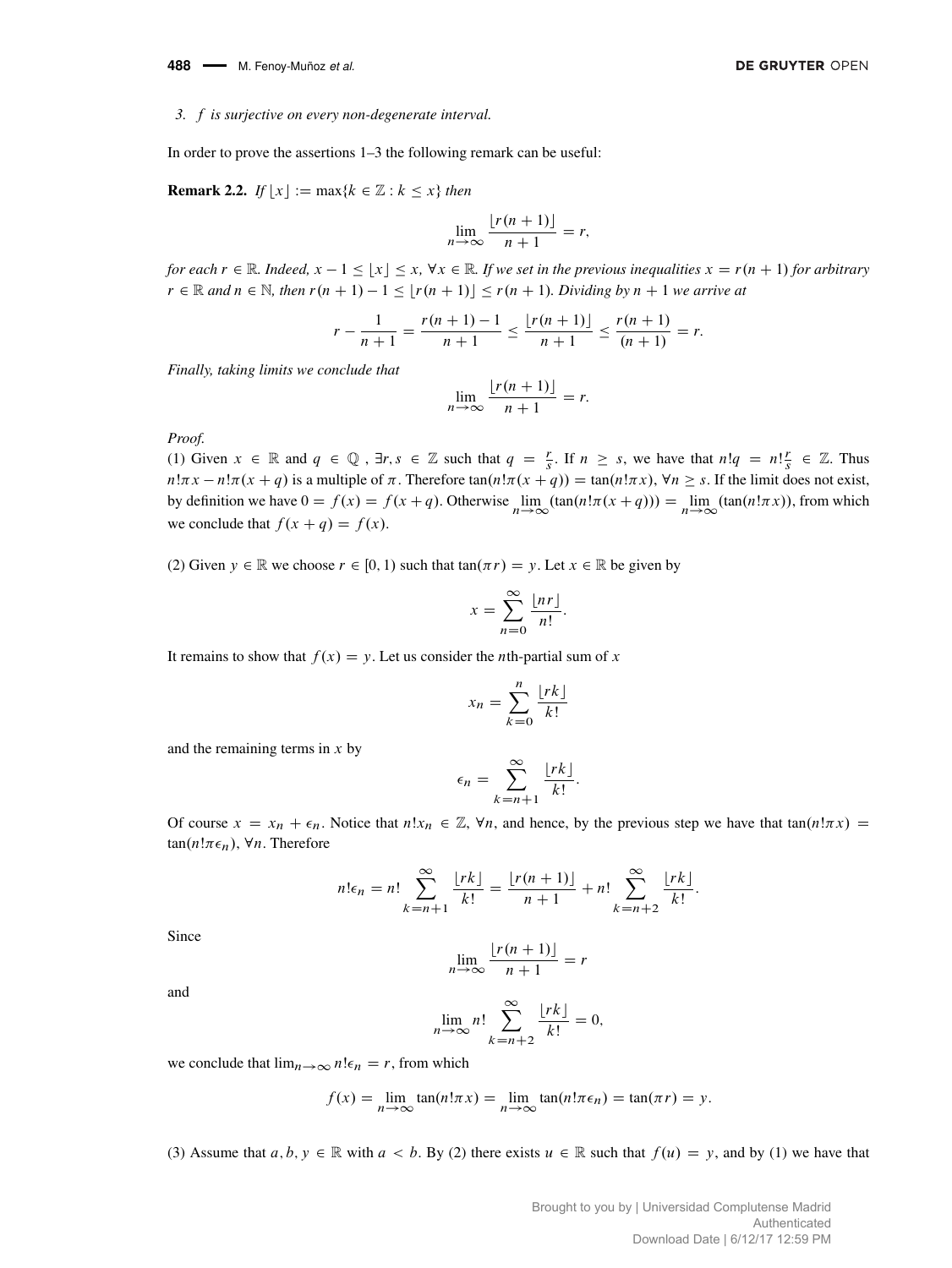*3. $f$ is surjective on every non-degenerate interval.*

In order to prove the assertions 1–3 the following remark can be useful:

**Remark 2.2.** *If $\lfloor x \rfloor := \max\{k \in \mathbb{Z} : k \leq x\}$ then*

$$\lim_{n\to\infty} \frac{\lfloor r(n+1) \rfloor}{n+1} = r,$$

*for each $r \in \mathbb{R}$. Indeed, $x - 1 \leq \lfloor x \rfloor \leq x$, $\forall x \in \mathbb{R}$. If we set in the previous inequalities $x = r(n+1)$ for arbitrary $r \in \mathbb{R}$ and $n \in \mathbb{N}$, then $r(n+1) - 1 \leq \lfloor r(n+1) \rfloor \leq r(n+1)$. Dividing by $n+1$ we arrive at*

$$r - \frac{1}{n+1} = \frac{r(n+1)-1}{n+1} \leq \frac{\lfloor r(n+1) \rfloor}{n+1} \leq \frac{r(n+1)}{(n+1)} = r.$$

*Finally, taking limits we conclude that*

$$\lim_{n\to\infty} \frac{\lfloor r(n+1) \rfloor}{n+1} = r.$$

*Proof.*
(1) Given $x \in \mathbb{R}$ and $q \in \mathbb{Q}$, $\exists r, s \in \mathbb{Z}$ such that $q = \frac{r}{s}$. If $n \geq s$, we have that $n!q = n!\frac{r}{s} \in \mathbb{Z}$. Thus $n!\pi x - n!\pi(x+q)$ is a multiple of $\pi$. Therefore $\tan(n!\pi(x+q)) = \tan(n!\pi x)$, $\forall n \geq s$. If the limit does not exist, by definition we have $0 = f(x) = f(x+q)$. Otherwise $\lim_{n\to\infty}(\tan(n!\pi(x+q))) = \lim_{n\to\infty}(\tan(n!\pi x))$, from which we conclude that $f(x+q) = f(x)$.

(2) Given $y \in \mathbb{R}$ we choose $r \in [0,1)$ such that $\tan(\pi r) = y$. Let $x \in \mathbb{R}$ be given by

$$x = \sum_{n=0}^{\infty} \frac{\lfloor nr \rfloor}{n!}.$$

It remains to show that $f(x) = y$. Let us consider the $n$th-partial sum of $x$

$$x_n = \sum_{k=0}^{n} \frac{\lfloor rk \rfloor}{k!}$$

and the remaining terms in $x$ by

$$\epsilon_n = \sum_{k=n+1}^{\infty} \frac{\lfloor rk \rfloor}{k!}.$$

Of course $x = x_n + \epsilon_n$. Notice that $n!x_n \in \mathbb{Z}$, $\forall n$, and hence, by the previous step we have that $\tan(n!\pi x) = \tan(n!\pi\epsilon_n)$, $\forall n$. Therefore

$$n!\epsilon_n = n! \sum_{k=n+1}^{\infty} \frac{\lfloor rk \rfloor}{k!} = \frac{\lfloor r(n+1) \rfloor}{n+1} + n! \sum_{k=n+2}^{\infty} \frac{\lfloor rk \rfloor}{k!}.$$

Since

$$\lim_{n\to\infty} \frac{\lfloor r(n+1) \rfloor}{n+1} = r$$

and

$$\lim_{n\to\infty} n! \sum_{k=n+2}^{\infty} \frac{\lfloor rk \rfloor}{k!} = 0,$$

we conclude that $\lim_{n\to\infty} n!\epsilon_n = r$, from which

$$f(x) = \lim_{n\to\infty} \tan(n!\pi x) = \lim_{n\to\infty} \tan(n!\pi\epsilon_n) = \tan(\pi r) = y.$$

(3) Assume that $a, b, y \in \mathbb{R}$ with $a < b$. By (2) there exists $u \in \mathbb{R}$ such that $f(u) = y$, and by (1) we have that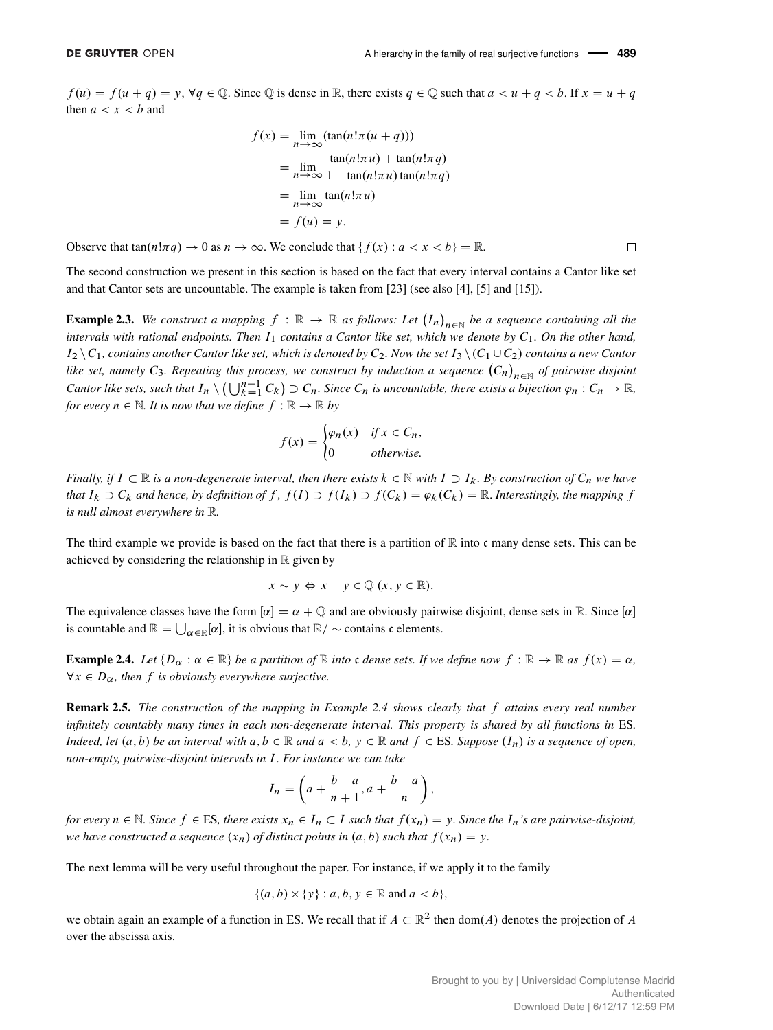$f(u) = f(u+q) = y$, $\forall q \in \mathbb{Q}$. Since $\mathbb{Q}$ is dense in $\mathbb{R}$, there exists $q \in \mathbb{Q}$ such that $a < u + q < b$. If $x = u + q$ then $a < x < b$ and

$$
\begin{aligned}
f(x) &= \lim_{n\to\infty}(\tan(n!\pi(u+q))) \\
&= \lim_{n\to\infty} \frac{\tan(n!\pi u) + \tan(n!\pi q)}{1 - \tan(n!\pi u)\tan(n!\pi q)} \\
&= \lim_{n\to\infty} \tan(n!\pi u) \\
&= f(u) = y.
\end{aligned}
$$

Observe that $\tan(n!\pi q) \to 0$ as $n \to \infty$. We conclude that $\{f(x) : a < x < b\} = \mathbb{R}$. □

The second construction we present in this section is based on the fact that every interval contains a Cantor like set and that Cantor sets are uncountable. The example is taken from [23] (see also [4], [5] and [15]).

**Example 2.3.** *We construct a mapping $f : \mathbb{R} \to \mathbb{R}$ as follows: Let $(I_n)_{n\in\mathbb{N}}$ be a sequence containing all the intervals with rational endpoints. Then $I_1$ contains a Cantor like set, which we denote by $C_1$. On the other hand, $I_2 \setminus C_1$, contains another Cantor like set, which is denoted by $C_2$. Now the set $I_3 \setminus (C_1 \cup C_2)$ contains a new Cantor like set, namely $C_3$. Repeating this process, we construct by induction a sequence $(C_n)_{n\in\mathbb{N}}$ of pairwise disjoint Cantor like sets, such that $I_n \setminus \left(\bigcup_{k=1}^{n-1} C_k\right) \supset C_n$. Since $C_n$ is uncountable, there exists a bijection $\varphi_n : C_n \to \mathbb{R}$, for every $n \in \mathbb{N}$. It is now that we define $f : \mathbb{R} \to \mathbb{R}$ by*

$$
f(x) = \begin{cases} \varphi_n(x) & \text{if } x \in C_n, \\ 0 & \text{otherwise.} \end{cases}
$$

*Finally, if $I \subset \mathbb{R}$ is a non-degenerate interval, then there exists $k \in \mathbb{N}$ with $I \supset I_k$. By construction of $C_n$ we have that $I_k \supset C_k$ and hence, by definition of $f$, $f(I) \supset f(I_k) \supset f(C_k) = \varphi_k(C_k) = \mathbb{R}$. Interestingly, the mapping $f$ is null almost everywhere in $\mathbb{R}$.*

The third example we provide is based on the fact that there is a partition of $\mathbb{R}$ into $\mathfrak{c}$ many dense sets. This can be achieved by considering the relationship in $\mathbb{R}$ given by

$$
x \sim y \Leftrightarrow x - y \in \mathbb{Q} \ (x, y \in \mathbb{R}).
$$

The equivalence classes have the form $[\alpha] = \alpha + \mathbb{Q}$ and are obviously pairwise disjoint, dense sets in $\mathbb{R}$. Since $[\alpha]$ is countable and $\mathbb{R} = \bigcup_{\alpha\in\mathbb{R}}[\alpha]$, it is obvious that $\mathbb{R}/\sim$ contains $\mathfrak{c}$ elements.

**Example 2.4.** *Let $\{D_\alpha : \alpha \in \mathbb{R}\}$ be a partition of $\mathbb{R}$ into $\mathfrak{c}$ dense sets. If we define now $f : \mathbb{R} \to \mathbb{R}$ as $f(x) = \alpha$, $\forall x \in D_\alpha$, then $f$ is obviously everywhere surjective.*

**Remark 2.5.** *The construction of the mapping in Example 2.4 shows clearly that $f$ attains every real number infinitely countably many times in each non-degenerate interval. This property is shared by all functions in* ES. *Indeed, let $(a, b)$ be an interval with $a, b \in \mathbb{R}$ and $a < b$, $y \in \mathbb{R}$ and $f \in$ ES. Suppose $(I_n)$ is a sequence of open, non-empty, pairwise-disjoint intervals in $I$. For instance we can take*

$$
I_n = \left(a + \frac{b-a}{n+1}, a + \frac{b-a}{n}\right),
$$

*for every $n \in \mathbb{N}$. Since $f \in$ ES, there exists $x_n \in I_n \subset I$ such that $f(x_n) = y$. Since the $I_n$'s are pairwise-disjoint, we have constructed a sequence $(x_n)$ of distinct points in $(a, b)$ such that $f(x_n) = y$.*

The next lemma will be very useful throughout the paper. For instance, if we apply it to the family

$$
\{(a, b) \times \{y\} : a, b, y \in \mathbb{R} \text{ and } a < b\},
$$

we obtain again an example of a function in ES. We recall that if $A \subset \mathbb{R}^2$ then $\operatorname{dom}(A)$ denotes the projection of $A$ over the abscissa axis.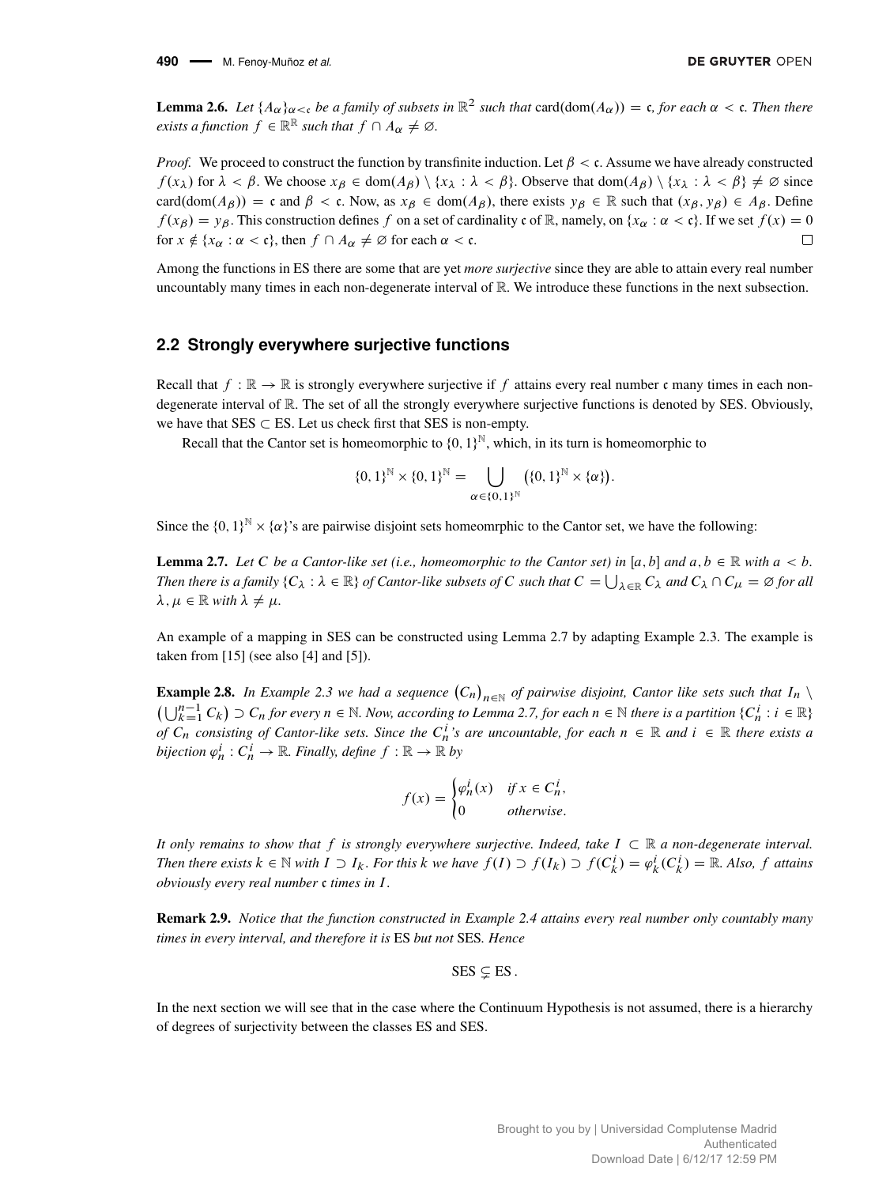**Lemma 2.6.** *Let $\{A_\alpha\}_{\alpha<\mathfrak{c}}$ be a family of subsets in $\mathbb{R}^2$ such that $\operatorname{card}(\operatorname{dom}(A_\alpha)) = \mathfrak{c}$, for each $\alpha < \mathfrak{c}$. Then there exists a function $f \in \mathbb{R}^\mathbb{R}$ such that $f \cap A_\alpha \neq \varnothing$.*

*Proof.* We proceed to construct the function by transfinite induction. Let $\beta < \mathfrak{c}$. Assume we have already constructed $f(x_\lambda)$ for $\lambda < \beta$. We choose $x_\beta \in \operatorname{dom}(A_\beta) \setminus \{x_\lambda : \lambda < \beta\}$. Observe that $\operatorname{dom}(A_\beta) \setminus \{x_\lambda : \lambda < \beta\} \neq \varnothing$ since $\operatorname{card}(\operatorname{dom}(A_\beta)) = \mathfrak{c}$ and $\beta < \mathfrak{c}$. Now, as $x_\beta \in \operatorname{dom}(A_\beta)$, there exists $y_\beta \in \mathbb{R}$ such that $(x_\beta, y_\beta) \in A_\beta$. Define $f(x_\beta) = y_\beta$. This construction defines $f$ on a set of cardinality $\mathfrak{c}$ of $\mathbb{R}$, namely, on $\{x_\alpha : \alpha < \mathfrak{c}\}$. If we set $f(x) = 0$ for $x \notin \{x_\alpha : \alpha < \mathfrak{c}\}$, then $f \cap A_\alpha \neq \varnothing$ for each $\alpha < \mathfrak{c}$. □

Among the functions in ES there are some that are yet *more surjective* since they are able to attain every real number uncountably many times in each non-degenerate interval of $\mathbb{R}$. We introduce these functions in the next subsection.

## 2.2 Strongly everywhere surjective functions

Recall that $f : \mathbb{R} \to \mathbb{R}$ is strongly everywhere surjective if $f$ attains every real number $\mathfrak{c}$ many times in each non-degenerate interval of $\mathbb{R}$. The set of all the strongly everywhere surjective functions is denoted by SES. Obviously, we have that SES $\subset$ ES. Let us check first that SES is non-empty.

Recall that the Cantor set is homeomorphic to $\{0,1\}^\mathbb{N}$, which, in its turn is homeomorphic to

$$\{0,1\}^\mathbb{N} \times \{0,1\}^\mathbb{N} = \bigcup_{\alpha \in \{0,1\}^\mathbb{N}} \left(\{0,1\}^\mathbb{N} \times \{\alpha\}\right).$$

Since the $\{0,1\}^\mathbb{N} \times \{\alpha\}$'s are pairwise disjoint sets homeomrphic to the Cantor set, we have the following:

**Lemma 2.7.** *Let $C$ be a Cantor-like set (i.e., homeomorphic to the Cantor set) in $[a,b]$ and $a, b \in \mathbb{R}$ with $a < b$. Then there is a family $\{C_\lambda : \lambda \in \mathbb{R}\}$ of Cantor-like subsets of $C$ such that $C = \bigcup_{\lambda \in \mathbb{R}} C_\lambda$ and $C_\lambda \cap C_\mu = \varnothing$ for all $\lambda, \mu \in \mathbb{R}$ with $\lambda \neq \mu$.*

An example of a mapping in SES can be constructed using Lemma 2.7 by adapting Example 2.3. The example is taken from [15] (see also [4] and [5]).

**Example 2.8.** *In Example 2.3 we had a sequence $(C_n)_{n\in\mathbb{N}}$ of pairwise disjoint, Cantor like sets such that $I_n \setminus \left(\bigcup_{k=1}^{n-1} C_k\right) \supset C_n$ for every $n \in \mathbb{N}$. Now, according to Lemma 2.7, for each $n \in \mathbb{N}$ there is a partition $\{C_n^i : i \in \mathbb{R}\}$ of $C_n$ consisting of Cantor-like sets. Since the $C_n^i$'s are uncountable, for each $n \in \mathbb{R}$ and $i \in \mathbb{R}$ there exists a bijection $\varphi_n^i : C_n^i \to \mathbb{R}$. Finally, define $f : \mathbb{R} \to \mathbb{R}$ by*

$$f(x) = \begin{cases} \varphi_n^i(x) & \text{if } x \in C_n^i, \\ 0 & \text{otherwise}. \end{cases}$$

*It only remains to show that $f$ is strongly everywhere surjective. Indeed, take $I \subset \mathbb{R}$ a non-degenerate interval. Then there exists $k \in \mathbb{N}$ with $I \supset I_k$. For this $k$ we have $f(I) \supset f(I_k) \supset f(C_k^i) = \varphi_k^i(C_k^i) = \mathbb{R}$. Also, $f$ attains obviously every real number $\mathfrak{c}$ times in $I$.*

**Remark 2.9.** *Notice that the function constructed in Example 2.4 attains every real number only countably many times in every interval, and therefore it is* ES *but not* SES*. Hence*

$$\text{SES} \subsetneq \text{ES}.$$

In the next section we will see that in the case where the Continuum Hypothesis is not assumed, there is a hierarchy of degrees of surjectivity between the classes ES and SES.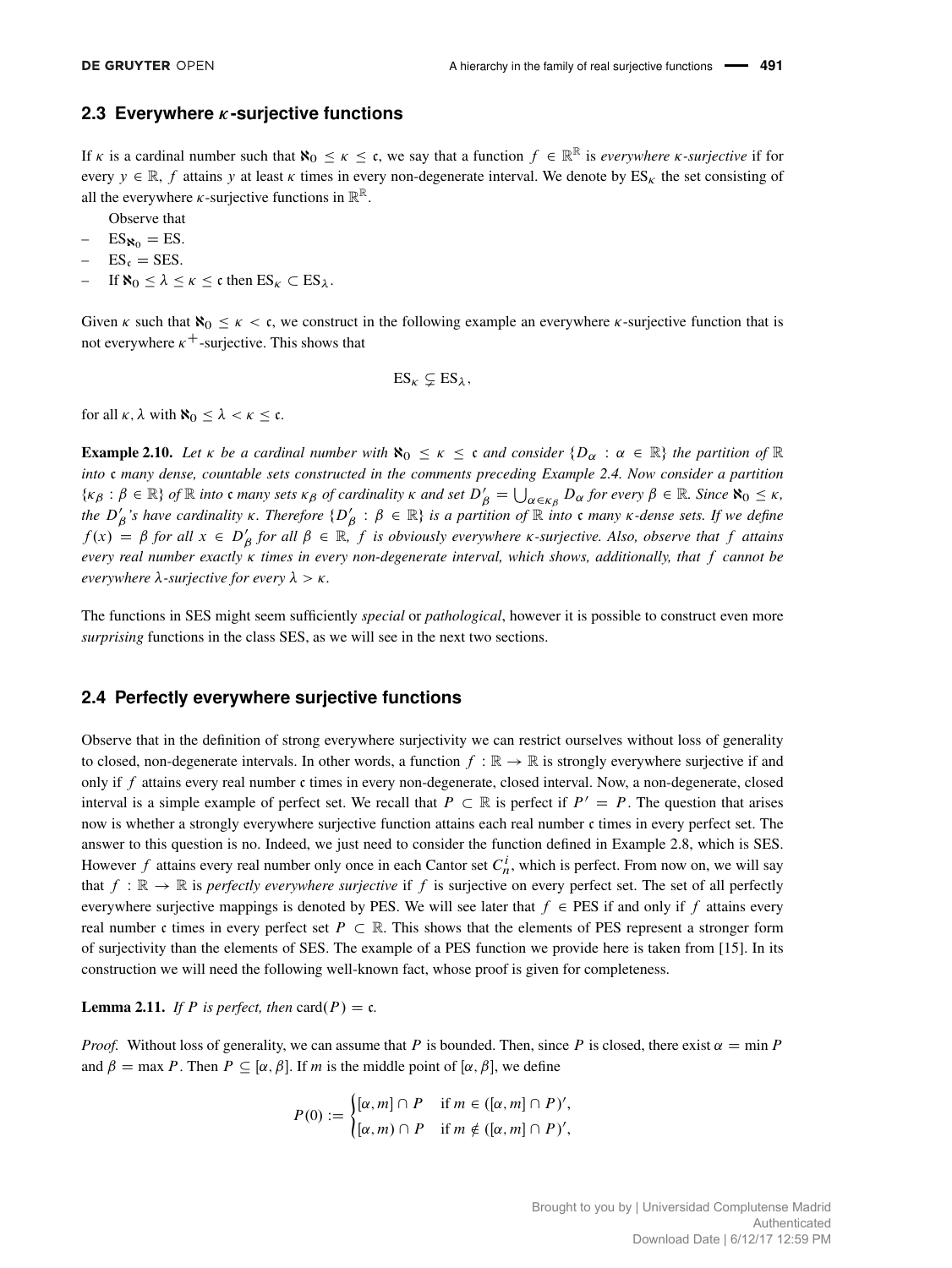## 2.3 Everywhere $\kappa$-surjective functions

If $\kappa$ is a cardinal number such that $\aleph_0 \leq \kappa \leq \mathfrak{c}$, we say that a function $f \in \mathbb{R}^{\mathbb{R}}$ is *everywhere $\kappa$-surjective* if for every $y \in \mathbb{R}$, $f$ attains $y$ at least $\kappa$ times in every non-degenerate interval. We denote by $\mathrm{ES}_\kappa$ the set consisting of all the everywhere $\kappa$-surjective functions in $\mathbb{R}^{\mathbb{R}}$.

Observe that

- $\mathrm{ES}_{\aleph_0} = \mathrm{ES}$.
- $\mathrm{ES}_{\mathfrak{c}} = \mathrm{SES}$.
- If $\aleph_0 \leq \lambda \leq \kappa \leq \mathfrak{c}$ then $\mathrm{ES}_\kappa \subset \mathrm{ES}_\lambda$.

Given $\kappa$ such that $\aleph_0 \leq \kappa < \mathfrak{c}$, we construct in the following example an everywhere $\kappa$-surjective function that is not everywhere $\kappa^+$-surjective. This shows that

$$\mathrm{ES}_\kappa \subsetneq \mathrm{ES}_\lambda,$$

for all $\kappa, \lambda$ with $\aleph_0 \leq \lambda < \kappa \leq \mathfrak{c}$.

**Example 2.10.** *Let $\kappa$ be a cardinal number with $\aleph_0 \leq \kappa \leq \mathfrak{c}$ and consider $\{D_\alpha : \alpha \in \mathbb{R}\}$ the partition of $\mathbb{R}$ into $\mathfrak{c}$ many dense, countable sets constructed in the comments preceding Example 2.4. Now consider a partition $\{\kappa_\beta : \beta \in \mathbb{R}\}$ of $\mathbb{R}$ into $\mathfrak{c}$ many sets $\kappa_\beta$ of cardinality $\kappa$ and set $D'_\beta = \bigcup_{\alpha \in \kappa_\beta} D_\alpha$ for every $\beta \in \mathbb{R}$. Since $\aleph_0 \leq \kappa$, the $D'_\beta$'s have cardinality $\kappa$. Therefore $\{D'_\beta : \beta \in \mathbb{R}\}$ is a partition of $\mathbb{R}$ into $\mathfrak{c}$ many $\kappa$-dense sets. If we define $f(x) = \beta$ for all $x \in D'_\beta$ for all $\beta \in \mathbb{R}$, $f$ is obviously everywhere $\kappa$-surjective. Also, observe that $f$ attains every real number exactly $\kappa$ times in every non-degenerate interval, which shows, additionally, that $f$ cannot be everywhere $\lambda$-surjective for every $\lambda > \kappa$.*

The functions in SES might seem sufficiently *special* or *pathological*, however it is possible to construct even more *surprising* functions in the class SES, as we will see in the next two sections.

## 2.4 Perfectly everywhere surjective functions

Observe that in the definition of strong everywhere surjectivity we can restrict ourselves without loss of generality to closed, non-degenerate intervals. In other words, a function $f : \mathbb{R} \to \mathbb{R}$ is strongly everywhere surjective if and only if $f$ attains every real number $\mathfrak{c}$ times in every non-degenerate, closed interval. Now, a non-degenerate, closed interval is a simple example of perfect set. We recall that $P \subset \mathbb{R}$ is perfect if $P' = P$. The question that arises now is whether a strongly everywhere surjective function attains each real number $\mathfrak{c}$ times in every perfect set. The answer to this question is no. Indeed, we just need to consider the function defined in Example 2.8, which is SES. However $f$ attains every real number only once in each Cantor set $C_n^i$, which is perfect. From now on, we will say that $f : \mathbb{R} \to \mathbb{R}$ is *perfectly everywhere surjective* if $f$ is surjective on every perfect set. The set of all perfectly everywhere surjective mappings is denoted by PES. We will see later that $f \in \mathrm{PES}$ if and only if $f$ attains every real number $\mathfrak{c}$ times in every perfect set $P \subset \mathbb{R}$. This shows that the elements of PES represent a stronger form of surjectivity than the elements of SES. The example of a PES function we provide here is taken from [15]. In its construction we will need the following well-known fact, whose proof is given for completeness.

**Lemma 2.11.** *If $P$ is perfect, then* $\mathrm{card}(P) = \mathfrak{c}$.

*Proof.* Without loss of generality, we can assume that $P$ is bounded. Then, since $P$ is closed, there exist $\alpha = \min P$ and $\beta = \max P$. Then $P \subseteq [\alpha, \beta]$. If $m$ is the middle point of $[\alpha, \beta]$, we define

$$P(0) := \begin{cases} [\alpha, m] \cap P & \text{if } m \in ([\alpha, m] \cap P)', \\ [\alpha, m) \cap P & \text{if } m \notin ([\alpha, m] \cap P)', \end{cases}$$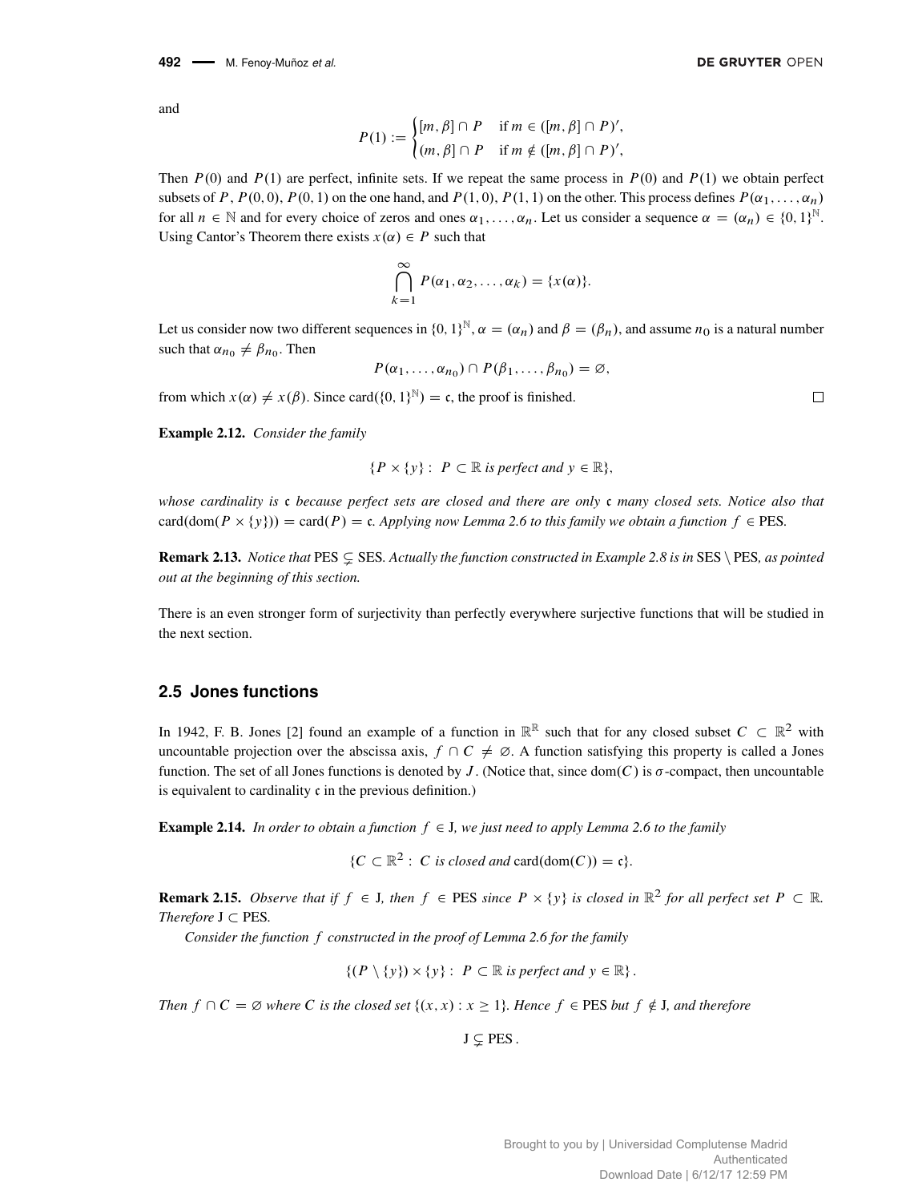and

$$P(1) := \begin{cases} [m, \beta] \cap P & \text{if } m \in ([m, \beta] \cap P)', \\ (m, \beta] \cap P & \text{if } m \notin ([m, \beta] \cap P)', \end{cases}$$

Then $P(0)$ and $P(1)$ are perfect, infinite sets. If we repeat the same process in $P(0)$ and $P(1)$ we obtain perfect subsets of $P$, $P(0, 0)$, $P(0, 1)$ on the one hand, and $P(1, 0)$, $P(1, 1)$ on the other. This process defines $P(\alpha_1, \ldots, \alpha_n)$ for all $n \in \mathbb{N}$ and for every choice of zeros and ones $\alpha_1, \ldots, \alpha_n$. Let us consider a sequence $\alpha = (\alpha_n) \in \{0, 1\}^{\mathbb{N}}$. Using Cantor's Theorem there exists $x(\alpha) \in P$ such that

$$\bigcap_{k=1}^{\infty} P(\alpha_1, \alpha_2, \ldots, \alpha_k) = \{x(\alpha)\}.$$

Let us consider now two different sequences in $\{0, 1\}^{\mathbb{N}}$, $\alpha = (\alpha_n)$ and $\beta = (\beta_n)$, and assume $n_0$ is a natural number such that $\alpha_{n_0} \neq \beta_{n_0}$. Then

$$P(\alpha_1, \ldots, \alpha_{n_0}) \cap P(\beta_1, \ldots, \beta_{n_0}) = \varnothing,$$

from which $x(\alpha) \neq x(\beta)$. Since $\text{card}(\{0, 1\}^{\mathbb{N}}) = \mathfrak{c}$, the proof is finished. □

**Example 2.12.** *Consider the family*

$$\{P \times \{y\} : \ P \subset \mathbb{R} \text{ is perfect and } y \in \mathbb{R}\},$$

*whose cardinality is $\mathfrak{c}$ because perfect sets are closed and there are only $\mathfrak{c}$ many closed sets. Notice also that* $\text{card}(\text{dom}(P \times \{y\})) = \text{card}(P) = \mathfrak{c}$. *Applying now Lemma 2.6 to this family we obtain a function $f \in$ PES.*

**Remark 2.13.** *Notice that* $\text{PES} \subsetneq \text{SES}$. *Actually the function constructed in Example 2.8 is in* $\text{SES} \setminus \text{PES}$*, as pointed out at the beginning of this section.*

There is an even stronger form of surjectivity than perfectly everywhere surjective functions that will be studied in the next section.

## 2.5 Jones functions

In 1942, F. B. Jones [2] found an example of a function in $\mathbb{R}^{\mathbb{R}}$ such that for any closed subset $C \subset \mathbb{R}^2$ with uncountable projection over the abscissa axis, $f \cap C \neq \varnothing$. A function satisfying this property is called a Jones function. The set of all Jones functions is denoted by $J$. (Notice that, since $\text{dom}(C)$ is $\sigma$-compact, then uncountable is equivalent to cardinality $\mathfrak{c}$ in the previous definition.)

**Example 2.14.** *In order to obtain a function $f \in$ J, we just need to apply Lemma 2.6 to the family*

$$\{C \subset \mathbb{R}^2 : \ C \text{ is closed and } \text{card}(\text{dom}(C)) = \mathfrak{c}\}.$$

**Remark 2.15.** *Observe that if $f \in$ J, then $f \in$ PES since $P \times \{y\}$ is closed in $\mathbb{R}^2$ for all perfect set $P \subset \mathbb{R}$. Therefore* $\text{J} \subset \text{PES}$.

*Consider the function $f$ constructed in the proof of Lemma 2.6 for the family*

$$\{(P \setminus \{y\}) \times \{y\} : \ P \subset \mathbb{R} \text{ is perfect and } y \in \mathbb{R}\}.$$

*Then $f \cap C = \varnothing$ where $C$ is the closed set $\{(x, x) : x \geq 1\}$. Hence $f \in$ PES but $f \notin$ J, and therefore*

$$\text{J} \subsetneq \text{PES}.$$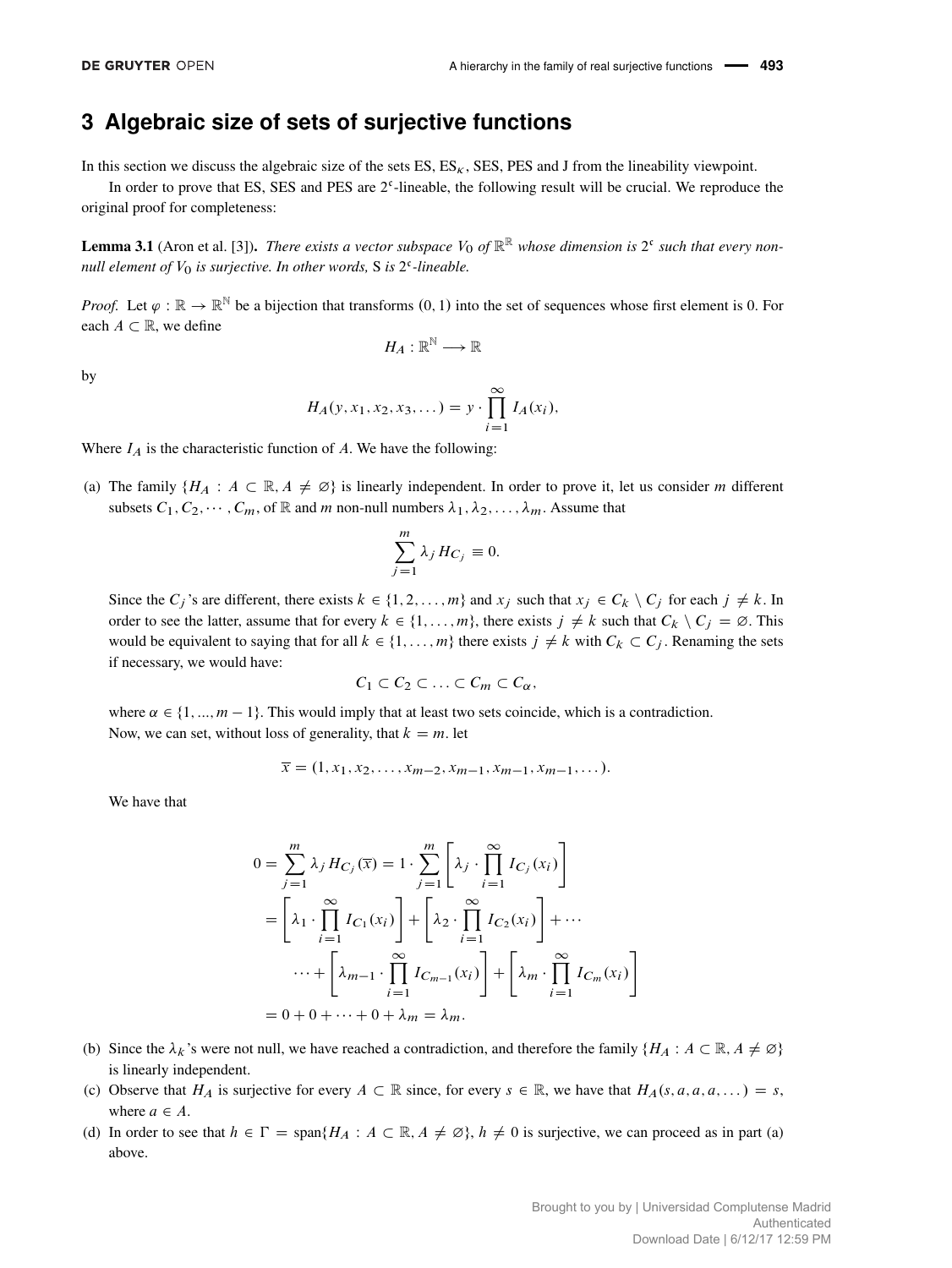## 3 Algebraic size of sets of surjective functions

In this section we discuss the algebraic size of the sets ES, $\mathrm{ES}_\kappa$, SES, PES and J from the lineability viewpoint.

In order to prove that ES, SES and PES are $2^{\mathfrak{c}}$-lineable, the following result will be crucial. We reproduce the original proof for completeness:

**Lemma 3.1** (Aron et al. [3]). *There exists a vector subspace $V_0$ of $\mathbb{R}^{\mathbb{R}}$ whose dimension is $2^{\mathfrak{c}}$ such that every non-null element of $V_0$ is surjective. In other words,* S *is $2^{\mathfrak{c}}$-lineable.*

*Proof.* Let $\varphi : \mathbb{R} \to \mathbb{R}^{\mathbb{N}}$ be a bijection that transforms $(0, 1)$ into the set of sequences whose first element is 0. For each $A \subset \mathbb{R}$, we define

$$H_A : \mathbb{R}^{\mathbb{N}} \longrightarrow \mathbb{R}$$

by

$$H_A(y, x_1, x_2, x_3, \dots) = y \cdot \prod_{i=1}^{\infty} I_A(x_i),$$

Where $I_A$ is the characteristic function of $A$. We have the following:

(a) The family $\{H_A : A \subset \mathbb{R}, A \neq \varnothing\}$ is linearly independent. In order to prove it, let us consider $m$ different subsets $C_1, C_2, \cdots, C_m$, of $\mathbb{R}$ and $m$ non-null numbers $\lambda_1, \lambda_2, \dots, \lambda_m$. Assume that

$$\sum_{j=1}^{m} \lambda_j H_{C_j} \equiv 0.$$

Since the $C_j$'s are different, there exists $k \in \{1, 2, \dots, m\}$ and $x_j$ such that $x_j \in C_k \setminus C_j$ for each $j \neq k$. In order to see the latter, assume that for every $k \in \{1, \dots, m\}$, there exists $j \neq k$ such that $C_k \setminus C_j = \varnothing$. This would be equivalent to saying that for all $k \in \{1, \dots, m\}$ there exists $j \neq k$ with $C_k \subset C_j$. Renaming the sets if necessary, we would have:

$$C_1 \subset C_2 \subset \ldots \subset C_m \subset C_\alpha,$$

where $\alpha \in \{1, ..., m-1\}$. This would imply that at least two sets coincide, which is a contradiction.
Now, we can set, without loss of generality, that $k = m$. let

$$\overline{x} = (1, x_1, x_2, \dots, x_{m-2}, x_{m-1}, x_{m-1}, x_{m-1}, \dots).$$

We have that

$$\begin{aligned}
0 = \sum_{j=1}^{m} \lambda_j H_{C_j}(\overline{x}) &= 1 \cdot \sum_{j=1}^{m} \left[ \lambda_j \cdot \prod_{i=1}^{\infty} I_{C_j}(x_i) \right] \\
&= \left[ \lambda_1 \cdot \prod_{i=1}^{\infty} I_{C_1}(x_i) \right] + \left[ \lambda_2 \cdot \prod_{i=1}^{\infty} I_{C_2}(x_i) \right] + \cdots \\
&\quad \cdots + \left[ \lambda_{m-1} \cdot \prod_{i=1}^{\infty} I_{C_{m-1}}(x_i) \right] + \left[ \lambda_m \cdot \prod_{i=1}^{\infty} I_{C_m}(x_i) \right] \\
&= 0 + 0 + \cdots + 0 + \lambda_m = \lambda_m.
\end{aligned}$$

(b) Since the $\lambda_k$'s were not null, we have reached a contradiction, and therefore the family $\{H_A : A \subset \mathbb{R}, A \neq \varnothing\}$ is linearly independent.

(c) Observe that $H_A$ is surjective for every $A \subset \mathbb{R}$ since, for every $s \in \mathbb{R}$, we have that $H_A(s, a, a, a, \dots) = s$, where $a \in A$.

(d) In order to see that $h \in \Gamma = \operatorname{span}\{H_A : A \subset \mathbb{R}, A \neq \varnothing\}$, $h \neq 0$ is surjective, we can proceed as in part (a) above.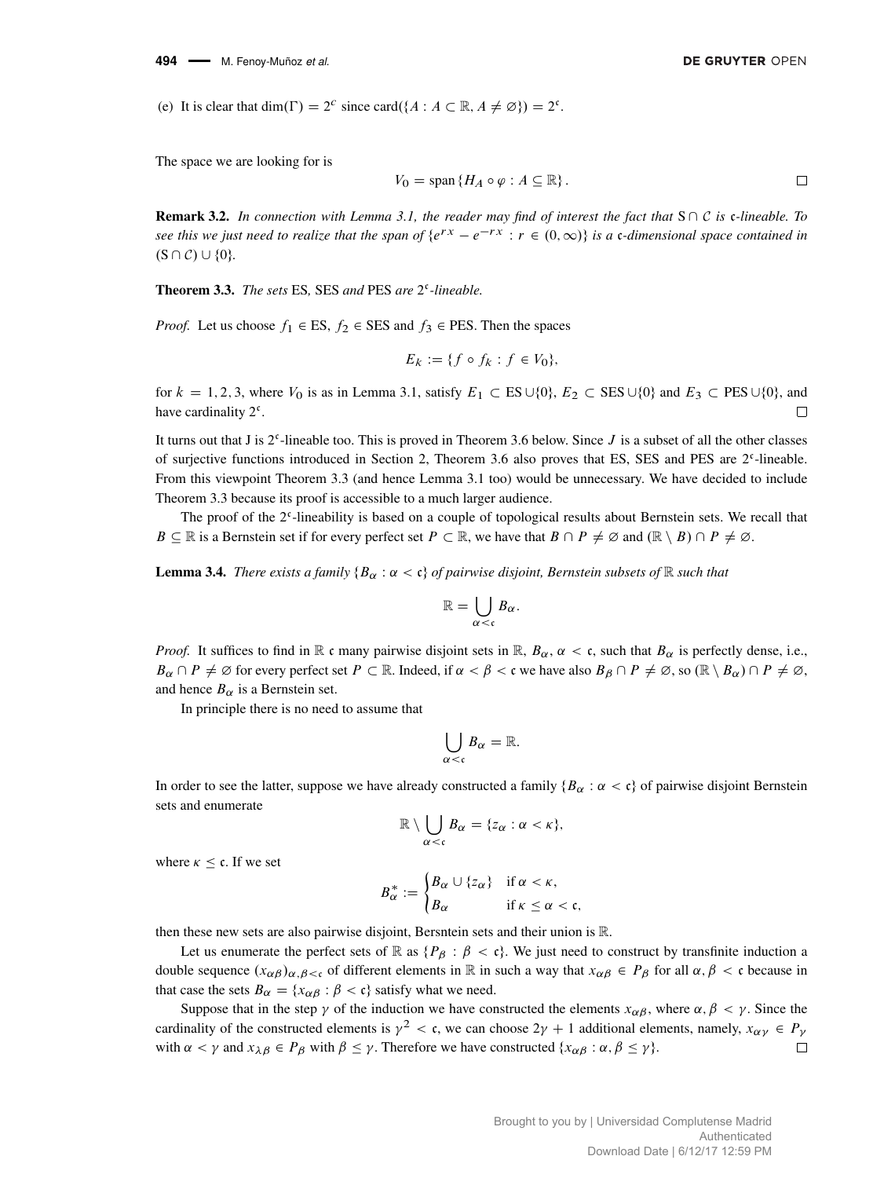(e) It is clear that $\dim(\Gamma) = 2^c$ since $\text{card}(\{A : A \subset \mathbb{R}, A \neq \varnothing\}) = 2^{\mathfrak{c}}$.

The space we are looking for is

$$V_0 = \text{span}\{H_A \circ \varphi : A \subseteq \mathbb{R}\}.$$

□

**Remark 3.2.** *In connection with Lemma 3.1, the reader may find of interest the fact that* $\mathrm{S} \cap \mathcal{C}$ *is* $\mathfrak{c}$*-lineable. To see this we just need to realize that the span of* $\{e^{rx} - e^{-rx} : r \in (0, \infty)\}$ *is a* $\mathfrak{c}$*-dimensional space contained in* $(\mathrm{S} \cap \mathcal{C}) \cup \{0\}$.

**Theorem 3.3.** *The sets* ES*,* SES *and* PES *are* $2^{\mathfrak{c}}$*-lineable.*

*Proof.* Let us choose $f_1 \in \mathrm{ES}$, $f_2 \in \mathrm{SES}$ and $f_3 \in \mathrm{PES}$. Then the spaces

$$E_k := \{f \circ f_k : f \in V_0\},$$

for $k = 1, 2, 3$, where $V_0$ is as in Lemma 3.1, satisfy $E_1 \subset \mathrm{ES} \cup \{0\}$, $E_2 \subset \mathrm{SES} \cup \{0\}$ and $E_3 \subset \mathrm{PES} \cup \{0\}$, and have cardinality $2^{\mathfrak{c}}$. □

It turns out that J is $2^{\mathfrak{c}}$-lineable too. This is proved in Theorem 3.6 below. Since $J$ is a subset of all the other classes of surjective functions introduced in Section 2, Theorem 3.6 also proves that ES, SES and PES are $2^{\mathfrak{c}}$-lineable. From this viewpoint Theorem 3.3 (and hence Lemma 3.1 too) would be unnecessary. We have decided to include Theorem 3.3 because its proof is accessible to a much larger audience.

The proof of the $2^{\mathfrak{c}}$-lineability is based on a couple of topological results about Bernstein sets. We recall that $B \subseteq \mathbb{R}$ is a Bernstein set if for every perfect set $P \subset \mathbb{R}$, we have that $B \cap P \neq \varnothing$ and $(\mathbb{R} \setminus B) \cap P \neq \varnothing$.

**Lemma 3.4.** *There exists a family* $\{B_\alpha : \alpha < \mathfrak{c}\}$ *of pairwise disjoint, Bernstein subsets of* $\mathbb{R}$ *such that*

$$\mathbb{R} = \bigcup_{\alpha < \mathfrak{c}} B_\alpha.$$

*Proof.* It suffices to find in $\mathbb{R}$ $\mathfrak{c}$ many pairwise disjoint sets in $\mathbb{R}$, $B_\alpha$, $\alpha < \mathfrak{c}$, such that $B_\alpha$ is perfectly dense, i.e., $B_\alpha \cap P \neq \varnothing$ for every perfect set $P \subset \mathbb{R}$. Indeed, if $\alpha < \beta < \mathfrak{c}$ we have also $B_\beta \cap P \neq \varnothing$, so $(\mathbb{R} \setminus B_\alpha) \cap P \neq \varnothing$, and hence $B_\alpha$ is a Bernstein set.

In principle there is no need to assume that

$$\bigcup_{\alpha < \mathfrak{c}} B_\alpha = \mathbb{R}.$$

In order to see the latter, suppose we have already constructed a family $\{B_\alpha : \alpha < \mathfrak{c}\}$ of pairwise disjoint Bernstein sets and enumerate

$$\mathbb{R} \setminus \bigcup_{\alpha < \mathfrak{c}} B_\alpha = \{z_\alpha : \alpha < \kappa\},$$

where $\kappa \leq \mathfrak{c}$. If we set

$$B_\alpha^* := \begin{cases} B_\alpha \cup \{z_\alpha\} & \text{if } \alpha < \kappa, \\ B_\alpha & \text{if } \kappa \leq \alpha < \mathfrak{c}, \end{cases}$$

then these new sets are also pairwise disjoint, Bersntein sets and their union is $\mathbb{R}$.

Let us enumerate the perfect sets of $\mathbb{R}$ as $\{P_\beta : \beta < \mathfrak{c}\}$. We just need to construct by transfinite induction a double sequence $(x_{\alpha\beta})_{\alpha,\beta<\mathfrak{c}}$ of different elements in $\mathbb{R}$ in such a way that $x_{\alpha\beta} \in P_\beta$ for all $\alpha, \beta < \mathfrak{c}$ because in that case the sets $B_\alpha = \{x_{\alpha\beta} : \beta < \mathfrak{c}\}$ satisfy what we need.

Suppose that in the step $\gamma$ of the induction we have constructed the elements $x_{\alpha\beta}$, where $\alpha, \beta < \gamma$. Since the cardinality of the constructed elements is $\gamma^2 < \mathfrak{c}$, we can choose $2\gamma + 1$ additional elements, namely, $x_{\alpha\gamma} \in P_\gamma$ with $\alpha < \gamma$ and $x_{\lambda\beta} \in P_\beta$ with $\beta \leq \gamma$. Therefore we have constructed $\{x_{\alpha\beta} : \alpha, \beta \leq \gamma\}$. □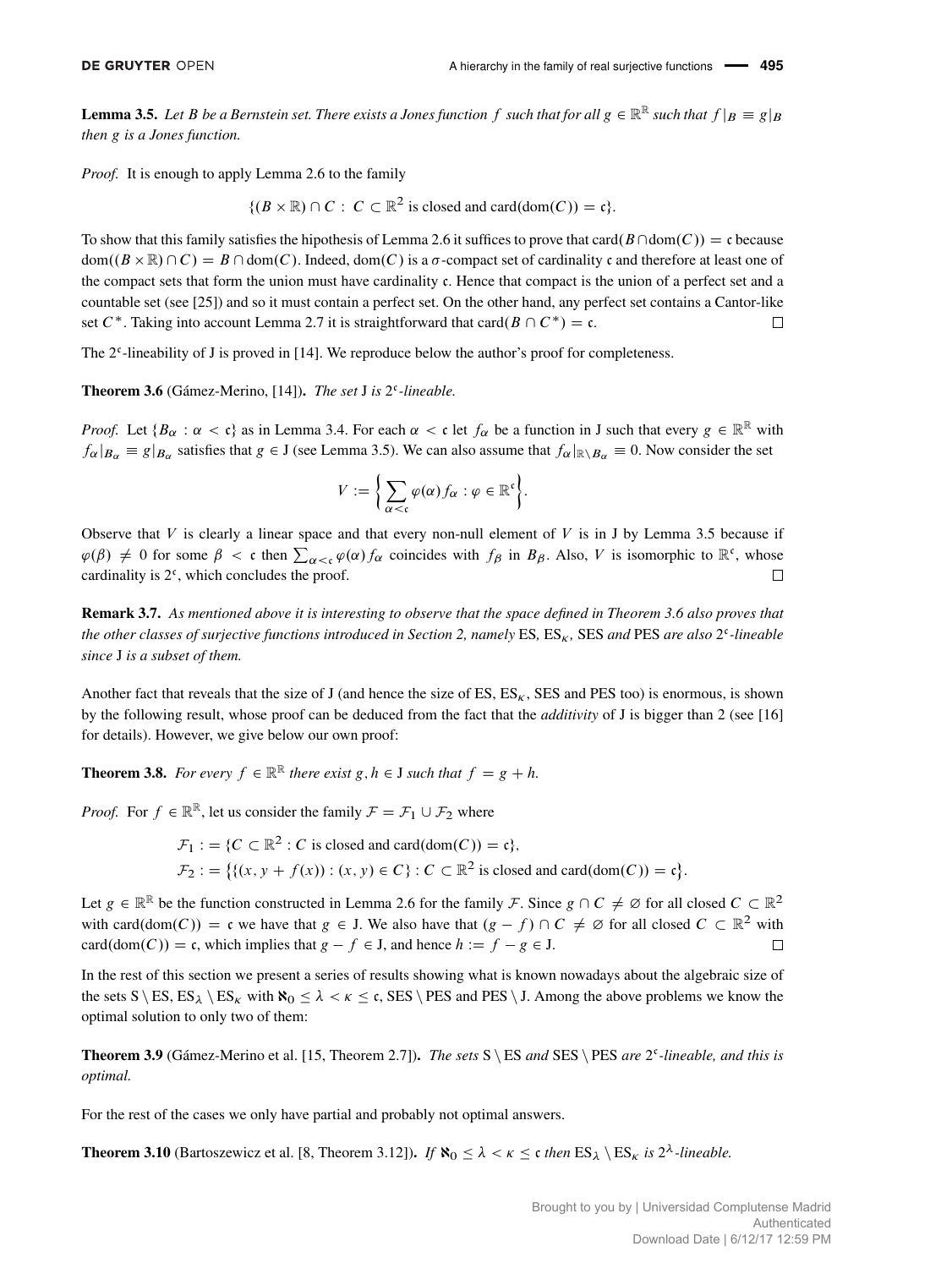**Lemma 3.5.** *Let $B$ be a Bernstein set. There exists a Jones function $f$ such that for all $g \in \mathbb{R}^{\mathbb{R}}$ such that $f|_B \equiv g|_B$ then $g$ is a Jones function.*

*Proof.* It is enough to apply Lemma 2.6 to the family

$$\{(B \times \mathbb{R}) \cap C : C \subset \mathbb{R}^2 \text{ is closed and } \text{card}(\text{dom}(C)) = \mathfrak{c}\}.$$

To show that this family satisfies the hipothesis of Lemma 2.6 it suffices to prove that $\text{card}(B \cap \text{dom}(C)) = \mathfrak{c}$ because $\text{dom}((B \times \mathbb{R}) \cap C) = B \cap \text{dom}(C)$. Indeed, $\text{dom}(C)$ is a $\sigma$-compact set of cardinality $\mathfrak{c}$ and therefore at least one of the compact sets that form the union must have cardinality $\mathfrak{c}$. Hence that compact is the union of a perfect set and a countable set (see [25]) and so it must contain a perfect set. On the other hand, any perfect set contains a Cantor-like set $C^*$. Taking into account Lemma 2.7 it is straightforward that $\text{card}(B \cap C^*) = \mathfrak{c}$. □

The $2^{\mathfrak{c}}$-lineability of J is proved in [14]. We reproduce below the author's proof for completeness.

**Theorem 3.6** (Gámez-Merino, [14]). *The set J is $2^{\mathfrak{c}}$-lineable.*

*Proof.* Let $\{B_\alpha : \alpha < \mathfrak{c}\}$ as in Lemma 3.4. For each $\alpha < \mathfrak{c}$ let $f_\alpha$ be a function in J such that every $g \in \mathbb{R}^{\mathbb{R}}$ with $f_\alpha|_{B_\alpha} \equiv g|_{B_\alpha}$ satisfies that $g \in$ J (see Lemma 3.5). We can also assume that $f_\alpha|_{\mathbb{R} \setminus B_\alpha} \equiv 0$. Now consider the set

$$V := \left\{ \sum_{\alpha < \mathfrak{c}} \varphi(\alpha) f_\alpha : \varphi \in \mathbb{R}^{\mathfrak{c}} \right\}.$$

Observe that $V$ is clearly a linear space and that every non-null element of $V$ is in J by Lemma 3.5 because if $\varphi(\beta) \neq 0$ for some $\beta < \mathfrak{c}$ then $\sum_{\alpha < \mathfrak{c}} \varphi(\alpha) f_\alpha$ coincides with $f_\beta$ in $B_\beta$. Also, $V$ is isomorphic to $\mathbb{R}^{\mathfrak{c}}$, whose cardinality is $2^{\mathfrak{c}}$, which concludes the proof. □

**Remark 3.7.** *As mentioned above it is interesting to observe that the space defined in Theorem 3.6 also proves that the other classes of surjective functions introduced in Section 2, namely* ES, $\text{ES}_\kappa$, SES *and* PES *are also $2^{\mathfrak{c}}$-lineable since* J *is a subset of them.*

Another fact that reveals that the size of J (and hence the size of ES, $\text{ES}_\kappa$, SES and PES too) is enormous, is shown by the following result, whose proof can be deduced from the fact that the *additivity* of J is bigger than 2 (see [16] for details). However, we give below our own proof:

**Theorem 3.8.** *For every $f \in \mathbb{R}^{\mathbb{R}}$ there exist $g, h \in$ J such that $f = g + h$.*

*Proof.* For $f \in \mathbb{R}^{\mathbb{R}}$, let us consider the family $\mathcal{F} = \mathcal{F}_1 \cup \mathcal{F}_2$ where

$$\mathcal{F}_1 := \{C \subset \mathbb{R}^2 : C \text{ is closed and } \text{card}(\text{dom}(C)) = \mathfrak{c}\},$$
$$\mathcal{F}_2 := \left\{\{(x, y + f(x)) : (x, y) \in C\} : C \subset \mathbb{R}^2 \text{ is closed and } \text{card}(\text{dom}(C)) = \mathfrak{c}\right\}.$$

Let $g \in \mathbb{R}^{\mathbb{R}}$ be the function constructed in Lemma 2.6 for the family $\mathcal{F}$. Since $g \cap C \neq \varnothing$ for all closed $C \subset \mathbb{R}^2$ with $\text{card}(\text{dom}(C)) = \mathfrak{c}$ we have that $g \in$ J. We also have that $(g - f) \cap C \neq \varnothing$ for all closed $C \subset \mathbb{R}^2$ with $\text{card}(\text{dom}(C)) = \mathfrak{c}$, which implies that $g - f \in$ J, and hence $h := f - g \in$ J. □

In the rest of this section we present a series of results showing what is known nowadays about the algebraic size of the sets S $\setminus$ ES, $\text{ES}_\lambda \setminus \text{ES}_\kappa$ with $\aleph_0 \leq \lambda < \kappa \leq \mathfrak{c}$, SES $\setminus$ PES and PES $\setminus$ J. Among the above problems we know the optimal solution to only two of them:

**Theorem 3.9** (Gámez-Merino et al. [15, Theorem 2.7]). *The sets* S $\setminus$ ES *and* SES $\setminus$ PES *are $2^{\mathfrak{c}}$-lineable, and this is optimal.*

For the rest of the cases we only have partial and probably not optimal answers.

**Theorem 3.10** (Bartoszewicz et al. [8, Theorem 3.12]). *If $\aleph_0 \leq \lambda < \kappa \leq \mathfrak{c}$ then $\text{ES}_\lambda \setminus \text{ES}_\kappa$ is $2^\lambda$-lineable.*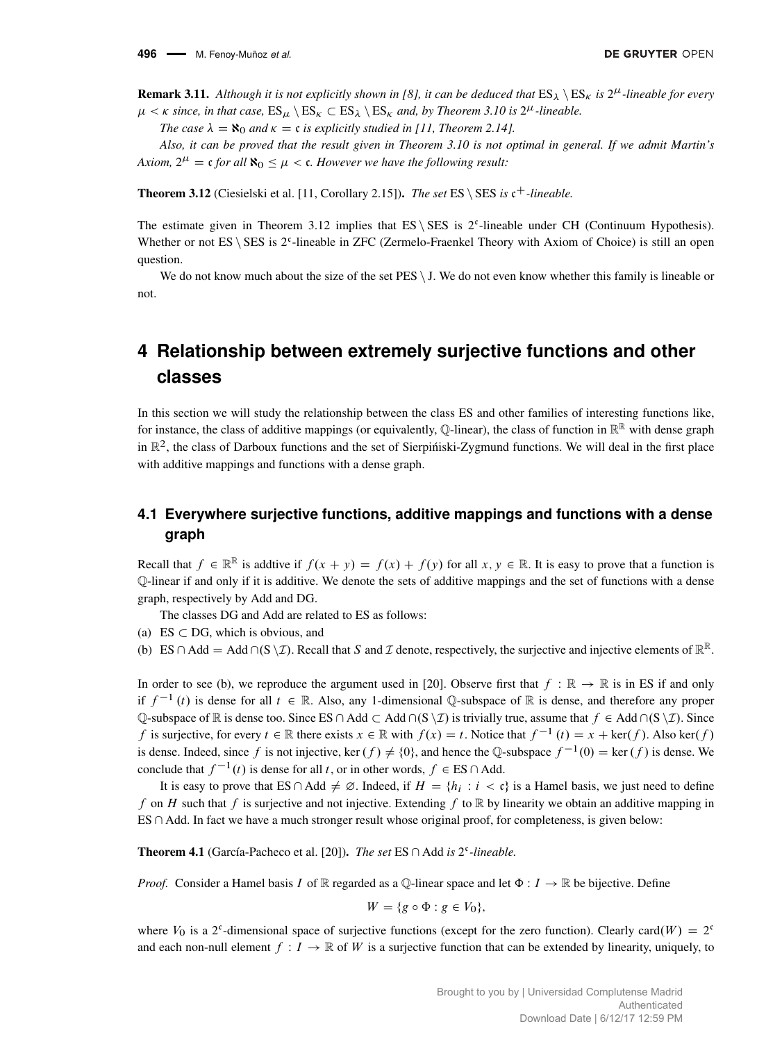**Remark 3.11.** *Although it is not explicitly shown in [8], it can be deduced that* $\mathrm{ES}_\lambda \setminus \mathrm{ES}_\kappa$ *is* $2^\mu$*-lineable for every* $\mu < \kappa$ *since, in that case,* $\mathrm{ES}_\mu \setminus \mathrm{ES}_\kappa \subset \mathrm{ES}_\lambda \setminus \mathrm{ES}_\kappa$ *and, by Theorem 3.10 is* $2^\mu$*-lineable.*

*The case* $\lambda = \aleph_0$ *and* $\kappa = \mathfrak{c}$ *is explicitly studied in [11, Theorem 2.14].*

*Also, it can be proved that the result given in Theorem 3.10 is not optimal in general. If we admit Martin's Axiom,* $2^\mu = \mathfrak{c}$ *for all* $\aleph_0 \leq \mu < \mathfrak{c}$*. However we have the following result:*

**Theorem 3.12** (Ciesielski et al. [11, Corollary 2.15])**.** *The set* $\mathrm{ES} \setminus \mathrm{SES}$ *is* $\mathfrak{c}^+$*-lineable.*

The estimate given in Theorem 3.12 implies that $\mathrm{ES} \setminus \mathrm{SES}$ is $2^\mathfrak{c}$-lineable under CH (Continuum Hypothesis). Whether or not $\mathrm{ES} \setminus \mathrm{SES}$ is $2^\mathfrak{c}$-lineable in ZFC (Zermelo-Fraenkel Theory with Axiom of Choice) is still an open question.

We do not know much about the size of the set $\mathrm{PES} \setminus \mathrm{J}$. We do not even know whether this family is lineable or not.

# 4 Relationship between extremely surjective functions and other classes

In this section we will study the relationship between the class ES and other families of interesting functions like, for instance, the class of additive mappings (or equivalently, $\mathbb{Q}$-linear), the class of function in $\mathbb{R}^\mathbb{R}$ with dense graph in $\mathbb{R}^2$, the class of Darboux functions and the set of Sierpiński-Zygmund functions. We will deal in the first place with additive mappings and functions with a dense graph.

## 4.1 Everywhere surjective functions, additive mappings and functions with a dense graph

Recall that $f \in \mathbb{R}^\mathbb{R}$ is addtive if $f(x + y) = f(x) + f(y)$ for all $x, y \in \mathbb{R}$. It is easy to prove that a function is $\mathbb{Q}$-linear if and only if it is additive. We denote the sets of additive mappings and the set of functions with a dense graph, respectively by Add and DG.

The classes DG and Add are related to ES as follows:

(a) $\mathrm{ES} \subset \mathrm{DG}$, which is obvious, and

(b) $\mathrm{ES} \cap \mathrm{Add} = \mathrm{Add} \cap (\mathrm{S} \setminus \mathcal{I})$. Recall that $S$ and $\mathcal{I}$ denote, respectively, the surjective and injective elements of $\mathbb{R}^\mathbb{R}$.

In order to see (b), we reproduce the argument used in [20]. Observe first that $f : \mathbb{R} \to \mathbb{R}$ is in ES if and only if $f^{-1}(t)$ is dense for all $t \in \mathbb{R}$. Also, any 1-dimensional $\mathbb{Q}$-subspace of $\mathbb{R}$ is dense, and therefore any proper $\mathbb{Q}$-subspace of $\mathbb{R}$ is dense too. Since $\mathrm{ES} \cap \mathrm{Add} \subset \mathrm{Add} \cap (\mathrm{S} \setminus \mathcal{I})$ is trivially true, assume that $f \in \mathrm{Add} \cap (\mathrm{S} \setminus \mathcal{I})$. Since $f$ is surjective, for every $t \in \mathbb{R}$ there exists $x \in \mathbb{R}$ with $f(x) = t$. Notice that $f^{-1}(t) = x + \ker(f)$. Also $\ker(f)$ is dense. Indeed, since $f$ is not injective, $\ker(f) \neq \{0\}$, and hence the $\mathbb{Q}$-subspace $f^{-1}(0) = \ker(f)$ is dense. We conclude that $f^{-1}(t)$ is dense for all $t$, or in other words, $f \in \mathrm{ES} \cap \mathrm{Add}$.

It is easy to prove that $\mathrm{ES} \cap \mathrm{Add} \neq \varnothing$. Indeed, if $H = \{h_i : i < \mathfrak{c}\}$ is a Hamel basis, we just need to define $f$ on $H$ such that $f$ is surjective and not injective. Extending $f$ to $\mathbb{R}$ by linearity we obtain an additive mapping in $\mathrm{ES} \cap \mathrm{Add}$. In fact we have a much stronger result whose original proof, for completeness, is given below:

**Theorem 4.1** (García-Pacheco et al. [20])**.** *The set* $\mathrm{ES} \cap \mathrm{Add}$ *is* $2^\mathfrak{c}$*-lineable.*

*Proof.* Consider a Hamel basis $I$ of $\mathbb{R}$ regarded as a $\mathbb{Q}$-linear space and let $\Phi : I \to \mathbb{R}$ be bijective. Define

$$W = \{g \circ \Phi : g \in V_0\},$$

where $V_0$ is a $2^\mathfrak{c}$-dimensional space of surjective functions (except for the zero function). Clearly $\mathrm{card}(W) = 2^\mathfrak{c}$ and each non-null element $f : I \to \mathbb{R}$ of $W$ is a surjective function that can be extended by linearity, uniquely, to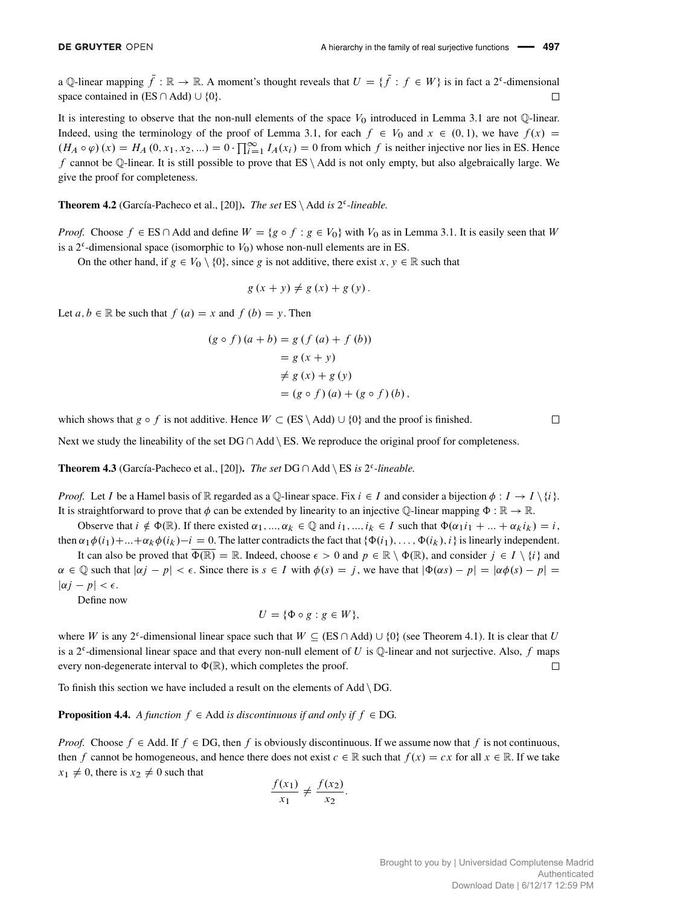a $\mathbb{Q}$-linear mapping $\bar{f} : \mathbb{R} \to \mathbb{R}$. A moment's thought reveals that $U = \{\bar{f} : f \in W\}$ is in fact a $2^{\mathfrak{c}}$-dimensional space contained in $(\text{ES} \cap \text{Add}) \cup \{0\}$. $\square$

It is interesting to observe that the non-null elements of the space $V_0$ introduced in Lemma 3.1 are not $\mathbb{Q}$-linear. Indeed, using the terminology of the proof of Lemma 3.1, for each $f \in V_0$ and $x \in (0,1)$, we have $f(x) = (H_A \circ \varphi)(x) = H_A(0, x_1, x_2, ...) = 0 \cdot \prod_{i=1}^{\infty} I_A(x_i) = 0$ from which $f$ is neither injective nor lies in ES. Hence $f$ cannot be $\mathbb{Q}$-linear. It is still possible to prove that $\text{ES} \setminus \text{Add}$ is not only empty, but also algebraically large. We give the proof for completeness.

**Theorem 4.2** (García-Pacheco et al., [20]). *The set* $\text{ES} \setminus \text{Add}$ *is* $2^{\mathfrak{c}}$*-lineable.*

*Proof.* Choose $f \in \text{ES} \cap \text{Add}$ and define $W = \{g \circ f : g \in V_0\}$ with $V_0$ as in Lemma 3.1. It is easily seen that $W$ is a $2^{\mathfrak{c}}$-dimensional space (isomorphic to $V_0$) whose non-null elements are in ES.

On the other hand, if $g \in V_0 \setminus \{0\}$, since $g$ is not additive, there exist $x, y \in \mathbb{R}$ such that

$$g(x+y) \neq g(x) + g(y).$$

Let $a, b \in \mathbb{R}$ be such that $f(a) = x$ and $f(b) = y$. Then

$$\begin{aligned}
(g \circ f)(a+b) &= g(f(a) + f(b)) \\
&= g(x+y) \\
&\neq g(x) + g(y) \\
&= (g \circ f)(a) + (g \circ f)(b),
\end{aligned}$$

which shows that $g \circ f$ is not additive. Hence $W \subset (\text{ES} \setminus \text{Add}) \cup \{0\}$ and the proof is finished. $\square$

Next we study the lineability of the set $\text{DG} \cap \text{Add} \setminus \text{ES}$. We reproduce the original proof for completeness.

**Theorem 4.3** (García-Pacheco et al., [20]). *The set* $\text{DG} \cap \text{Add} \setminus \text{ES}$ *is* $2^{\mathfrak{c}}$*-lineable.*

*Proof.* Let $I$ be a Hamel basis of $\mathbb{R}$ regarded as a $\mathbb{Q}$-linear space. Fix $i \in I$ and consider a bijection $\phi : I \to I \setminus \{i\}$. It is straightforward to prove that $\phi$ can be extended by linearity to an injective $\mathbb{Q}$-linear mapping $\Phi : \mathbb{R} \to \mathbb{R}$.

Observe that $i \notin \Phi(\mathbb{R})$. If there existed $\alpha_1, ..., \alpha_k \in \mathbb{Q}$ and $i_1, ..., i_k \in I$ such that $\Phi(\alpha_1 i_1 + ... + \alpha_k i_k) = i$, then $\alpha_1 \phi(i_1) + ... + \alpha_k \phi(i_k) - i = 0$. The latter contradicts the fact that $\{\Phi(i_1), \ldots, \Phi(i_k), i\}$ is linearly independent.

It can also be proved that $\overline{\Phi(\mathbb{R})} = \mathbb{R}$. Indeed, choose $\epsilon > 0$ and $p \in \mathbb{R} \setminus \Phi(\mathbb{R})$, and consider $j \in I \setminus \{i\}$ and $\alpha \in \mathbb{Q}$ such that $|\alpha j - p| < \epsilon$. Since there is $s \in I$ with $\phi(s) = j$, we have that $|\Phi(\alpha s) - p| = |\alpha \phi(s) - p| = |\alpha j - p| < \epsilon$.

Define now

$$U = \{\Phi \circ g : g \in W\},$$

where $W$ is any $2^{\mathfrak{c}}$-dimensional linear space such that $W \subseteq (\text{ES} \cap \text{Add}) \cup \{0\}$ (see Theorem 4.1). It is clear that $U$ is a $2^{\mathfrak{c}}$-dimensional linear space and that every non-null element of $U$ is $\mathbb{Q}$-linear and not surjective. Also, $f$ maps every non-degenerate interval to $\Phi(\mathbb{R})$, which completes the proof. $\square$

To finish this section we have included a result on the elements of $\text{Add} \setminus \text{DG}$.

**Proposition 4.4.** *A function* $f \in \text{Add}$ *is discontinuous if and only if* $f \in \text{DG}$.

*Proof.* Choose $f \in \text{Add}$. If $f \in \text{DG}$, then $f$ is obviously discontinuous. If we assume now that $f$ is not continuous, then $f$ cannot be homogeneous, and hence there does not exist $c \in \mathbb{R}$ such that $f(x) = cx$ for all $x \in \mathbb{R}$. If we take $x_1 \neq 0$, there is $x_2 \neq 0$ such that

$$\frac{f(x_1)}{x_1} \neq \frac{f(x_2)}{x_2}.$$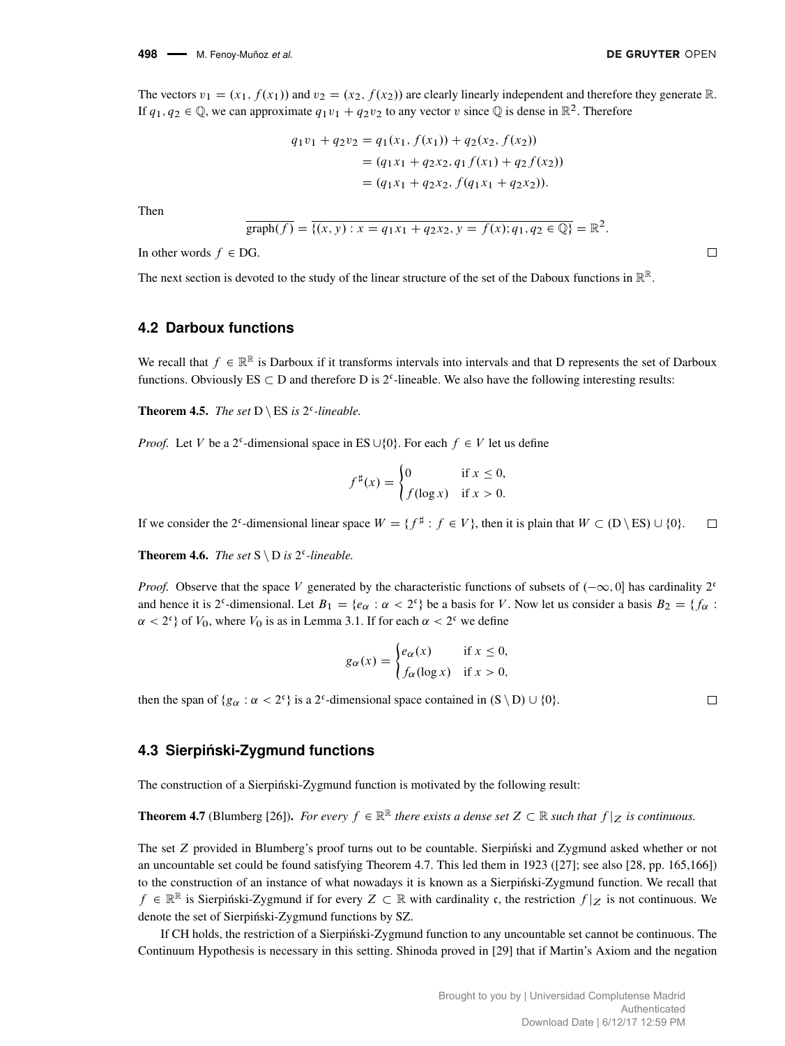The vectors $v_1 = (x_1, f(x_1))$ and $v_2 = (x_2, f(x_2))$ are clearly linearly independent and therefore they generate $\mathbb{R}$. If $q_1, q_2 \in \mathbb{Q}$, we can approximate $q_1 v_1 + q_2 v_2$ to any vector $v$ since $\mathbb{Q}$ is dense in $\mathbb{R}^2$. Therefore

$$
\begin{aligned}
q_1 v_1 + q_2 v_2 &= q_1(x_1, f(x_1)) + q_2(x_2, f(x_2)) \\
&= (q_1 x_1 + q_2 x_2, q_1 f(x_1) + q_2 f(x_2)) \\
&= (q_1 x_1 + q_2 x_2, f(q_1 x_1 + q_2 x_2)).
\end{aligned}
$$

Then

$$
\overline{\text{graph}(f)} = \overline{\{(x, y) : x = q_1 x_1 + q_2 x_2, y = f(x); q_1, q_2 \in \mathbb{Q}\}} = \mathbb{R}^2.
$$

In other words $f \in \text{DG}$. □

The next section is devoted to the study of the linear structure of the set of the Daboux functions in $\mathbb{R}^{\mathbb{R}}$.

## 4.2 Darboux functions

We recall that $f \in \mathbb{R}^{\mathbb{R}}$ is Darboux if it transforms intervals into intervals and that D represents the set of Darboux functions. Obviously $\text{ES} \subset \text{D}$ and therefore D is $2^{\mathfrak{c}}$-lineable. We also have the following interesting results:

**Theorem 4.5.** *The set* $\text{D} \setminus \text{ES}$ *is* $2^{\mathfrak{c}}$*-lineable.*

*Proof.* Let $V$ be a $2^{\mathfrak{c}}$-dimensional space in $\text{ES} \cup \{0\}$. For each $f \in V$ let us define

$$
f^{\sharp}(x) = \begin{cases} 0 & \text{if } x \leq 0, \\ f(\log x) & \text{if } x > 0. \end{cases}
$$

If we consider the $2^{\mathfrak{c}}$-dimensional linear space $W = \{f^{\sharp} : f \in V\}$, then it is plain that $W \subset (\text{D} \setminus \text{ES}) \cup \{0\}$. □

**Theorem 4.6.** *The set* $\text{S} \setminus \text{D}$ *is* $2^{\mathfrak{c}}$*-lineable.*

*Proof.* Observe that the space $V$ generated by the characteristic functions of subsets of $(-\infty, 0]$ has cardinality $2^{\mathfrak{c}}$ and hence it is $2^{\mathfrak{c}}$-dimensional. Let $B_1 = \{e_\alpha : \alpha < 2^{\mathfrak{c}}\}$ be a basis for $V$. Now let us consider a basis $B_2 = \{f_\alpha : \alpha < 2^{\mathfrak{c}}\}$ of $V_0$, where $V_0$ is as in Lemma 3.1. If for each $\alpha < 2^{\mathfrak{c}}$ we define

$$
g_\alpha(x) = \begin{cases} e_\alpha(x) & \text{if } x \leq 0, \\ f_\alpha(\log x) & \text{if } x > 0, \end{cases}
$$

then the span of $\{g_\alpha : \alpha < 2^{\mathfrak{c}}\}$ is a $2^{\mathfrak{c}}$-dimensional space contained in $(\text{S} \setminus \text{D}) \cup \{0\}$. □

## 4.3 Sierpiński-Zygmund functions

The construction of a Sierpiński-Zygmund function is motivated by the following result:

**Theorem 4.7** (Blumberg [26]). *For every* $f \in \mathbb{R}^{\mathbb{R}}$ *there exists a dense set* $Z \subset \mathbb{R}$ *such that* $f|_Z$ *is continuous.*

The set $Z$ provided in Blumberg's proof turns out to be countable. Sierpiński and Zygmund asked whether or not an uncountable set could be found satisfying Theorem 4.7. This led them in 1923 ([27]; see also [28, pp. 165,166]) to the construction of an instance of what nowadays it is known as a Sierpiński-Zygmund function. We recall that $f \in \mathbb{R}^{\mathbb{R}}$ is Sierpiński-Zygmund if for every $Z \subset \mathbb{R}$ with cardinality $\mathfrak{c}$, the restriction $f|_Z$ is not continuous. We denote the set of Sierpiński-Zygmund functions by SZ.

If CH holds, the restriction of a Sierpiński-Zygmund function to any uncountable set cannot be continuous. The Continuum Hypothesis is necessary in this setting. Shinoda proved in [29] that if Martin's Axiom and the negation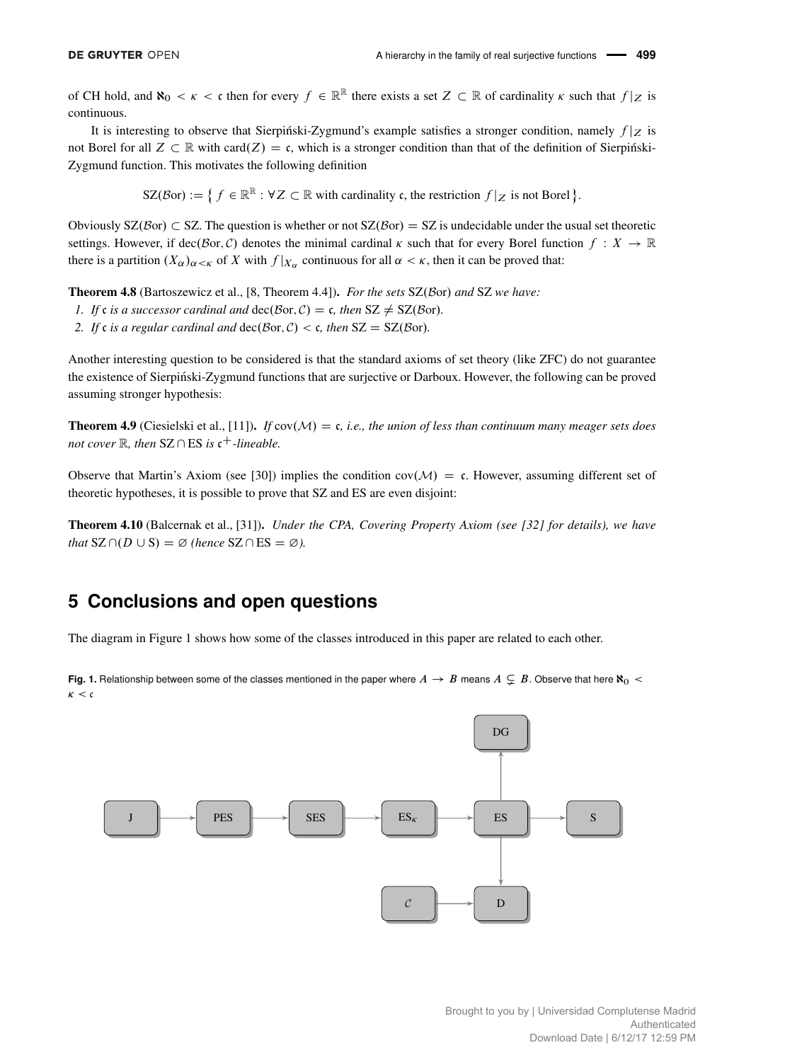of CH hold, and $\aleph_0 < \kappa < \mathfrak{c}$ then for every $f \in \mathbb{R}^{\mathbb{R}}$ there exists a set $Z \subset \mathbb{R}$ of cardinality $\kappa$ such that $f|_Z$ is continuous.

It is interesting to observe that Sierpiński-Zygmund's example satisfies a stronger condition, namely $f|_Z$ is not Borel for all $Z \subset \mathbb{R}$ with $\text{card}(Z) = \mathfrak{c}$, which is a stronger condition than that of the definition of Sierpiński-Zygmund function. This motivates the following definition

$$\text{SZ}(\mathcal{B}\text{or}) := \left\{ f \in \mathbb{R}^{\mathbb{R}} : \forall Z \subset \mathbb{R} \text{ with cardinality } \mathfrak{c}, \text{ the restriction } f|_Z \text{ is not Borel} \right\}.$$

Obviously $\text{SZ}(\mathcal{B}\text{or}) \subset \text{SZ}$. The question is whether or not $\text{SZ}(\mathcal{B}\text{or}) = \text{SZ}$ is undecidable under the usual set theoretic settings. However, if $\text{dec}(\mathcal{B}\text{or}, \mathcal{C})$ denotes the minimal cardinal $\kappa$ such that for every Borel function $f : X \to \mathbb{R}$ there is a partition $(X_\alpha)_{\alpha<\kappa}$ of $X$ with $f|_{X_\alpha}$ continuous for all $\alpha < \kappa$, then it can be proved that:

**Theorem 4.8** (Bartoszewicz et al., [8, Theorem 4.4])**.** *For the sets* $\text{SZ}(\mathcal{B}\text{or})$ *and* SZ *we have:*

1. *If* $\mathfrak{c}$ *is a successor cardinal and* $\text{dec}(\mathcal{B}\text{or}, \mathcal{C}) = \mathfrak{c}$*, then* $\text{SZ} \neq \text{SZ}(\mathcal{B}\text{or})$*.*
2. *If* $\mathfrak{c}$ *is a regular cardinal and* $\text{dec}(\mathcal{B}\text{or}, \mathcal{C}) < \mathfrak{c}$*, then* $\text{SZ} = \text{SZ}(\mathcal{B}\text{or})$*.*

Another interesting question to be considered is that the standard axioms of set theory (like ZFC) do not guarantee the existence of Sierpiński-Zygmund functions that are surjective or Darboux. However, the following can be proved assuming stronger hypothesis:

**Theorem 4.9** (Ciesielski et al., [11])**.** *If* $\text{cov}(\mathcal{M}) = \mathfrak{c}$*, i.e., the union of less than continuum many meager sets does not cover* $\mathbb{R}$*, then* $\text{SZ} \cap \text{ES}$ *is* $\mathfrak{c}^+$*-lineable.*

Observe that Martin's Axiom (see [30]) implies the condition $\text{cov}(\mathcal{M}) = \mathfrak{c}$. However, assuming different set of theoretic hypotheses, it is possible to prove that SZ and ES are even disjoint:

**Theorem 4.10** (Balcernak et al., [31])**.** *Under the CPA, Covering Property Axiom (see [32] for details), we have that* $\text{SZ} \cap (D \cup \text{S}) = \varnothing$ *(hence* $\text{SZ} \cap \text{ES} = \varnothing$*).*

## 5 Conclusions and open questions

The diagram in Figure 1 shows how some of the classes introduced in this paper are related to each other.

**Fig. 1.** Relationship between some of the classes mentioned in the paper where $A \to B$ means $A \subsetneq B$. Observe that here $\aleph_0 < \kappa < \mathfrak{c}$

$$\begin{array}{ccccccccccc}
 & & & & & & & & \text{DG} & & \\
 & & & & & & & & \uparrow & & \\
\text{J} & \to & \text{PES} & \to & \text{SES} & \to & \text{ES}_\kappa & \to & \text{ES} & \to & \text{S} \\
 & & & & & & & & \downarrow & & \\
 & & & & & & \mathcal{C} & \to & \text{D} & &
\end{array}$$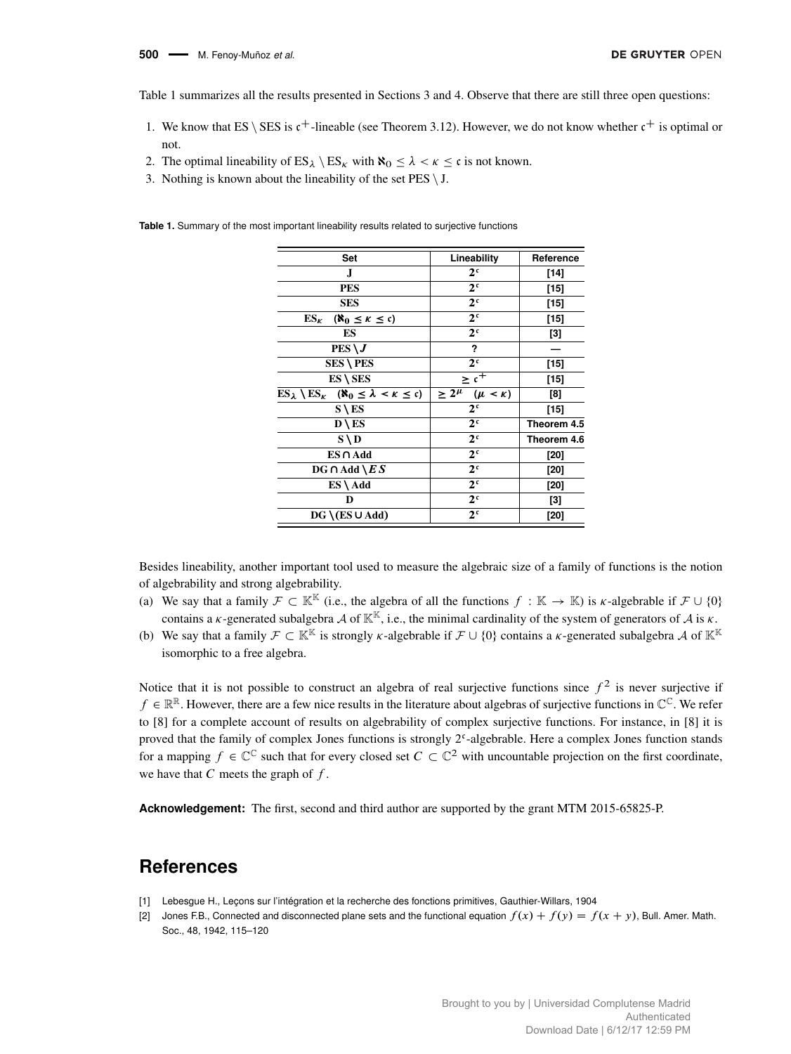Table 1 summarizes all the results presented in Sections 3 and 4. Observe that there are still three open questions:

1. We know that ES \ SES is $\mathfrak{c}^+$-lineable (see Theorem 3.12). However, we do not know whether $\mathfrak{c}^+$ is optimal or not.
2. The optimal lineability of $\mathrm{ES}_\lambda \setminus \mathrm{ES}_\kappa$ with $\aleph_0 \leq \lambda < \kappa \leq \mathfrak{c}$ is not known.
3. Nothing is known about the lineability of the set PES \ J.

**Table 1.** Summary of the most important lineability results related to surjective functions

| Set | Lineability | Reference |
|---|---|---|
| J | $2^{\mathfrak{c}}$ | [14] |
| PES | $2^{\mathfrak{c}}$ | [15] |
| SES | $2^{\mathfrak{c}}$ | [15] |
| $\mathrm{ES}_\kappa$ $(\aleph_0 \leq \kappa \leq \mathfrak{c})$ | $2^{\mathfrak{c}}$ | [15] |
| ES | $2^{\mathfrak{c}}$ | [3] |
| PES \ $J$ | ? | — |
| SES \ PES | $2^{\mathfrak{c}}$ | [15] |
| ES \ SES | $\geq \mathfrak{c}^+$ | [15] |
| $\mathrm{ES}_\lambda \setminus \mathrm{ES}_\kappa$ $(\aleph_0 \leq \lambda < \kappa \leq \mathfrak{c})$ | $\geq 2^\mu$ $(\mu < \kappa)$ | [8] |
| S \ ES | $2^{\mathfrak{c}}$ | [15] |
| D \ ES | $2^{\mathfrak{c}}$ | Theorem 4.5 |
| S \ D | $2^{\mathfrak{c}}$ | Theorem 4.6 |
| ES ∩ Add | $2^{\mathfrak{c}}$ | [20] |
| DG ∩ Add \ $ES$ | $2^{\mathfrak{c}}$ | [20] |
| ES \ Add | $2^{\mathfrak{c}}$ | [20] |
| D | $2^{\mathfrak{c}}$ | [3] |
| DG \ (ES ∪ Add) | $2^{\mathfrak{c}}$ | [20] |

Besides lineability, another important tool used to measure the algebraic size of a family of functions is the notion of algebrability and strong algebrability.

(a) We say that a family $\mathcal{F} \subset \mathbb{K}^{\mathbb{K}}$ (i.e., the algebra of all the functions $f : \mathbb{K} \to \mathbb{K}$) is $\kappa$-algebrable if $\mathcal{F} \cup \{0\}$ contains a $\kappa$-generated subalgebra $\mathcal{A}$ of $\mathbb{K}^{\mathbb{K}}$, i.e., the minimal cardinality of the system of generators of $\mathcal{A}$ is $\kappa$.

(b) We say that a family $\mathcal{F} \subset \mathbb{K}^{\mathbb{K}}$ is strongly $\kappa$-algebrable if $\mathcal{F} \cup \{0\}$ contains a $\kappa$-generated subalgebra $\mathcal{A}$ of $\mathbb{K}^{\mathbb{K}}$ isomorphic to a free algebra.

Notice that it is not possible to construct an algebra of real surjective functions since $f^2$ is never surjective if $f \in \mathbb{R}^{\mathbb{R}}$. However, there are a few nice results in the literature about algebras of surjective functions in $\mathbb{C}^{\mathbb{C}}$. We refer to [8] for a complete account of results on algebrability of complex surjective functions. For instance, in [8] it is proved that the family of complex Jones functions is strongly $2^{\mathfrak{c}}$-algebrable. Here a complex Jones function stands for a mapping $f \in \mathbb{C}^{\mathbb{C}}$ such that for every closed set $C \subset \mathbb{C}^2$ with uncountable projection on the first coordinate, we have that $C$ meets the graph of $f$.

**Acknowledgement:** The first, second and third author are supported by the grant MTM 2015-65825-P.

# References

[1] Lebesgue H., Leçons sur l'intégration et la recherche des fonctions primitives, Gauthier-Willars, 1904

[2] Jones F.B., Connected and disconnected plane sets and the functional equation $f(x) + f(y) = f(x + y)$, Bull. Amer. Math. Soc., 48, 1942, 115–120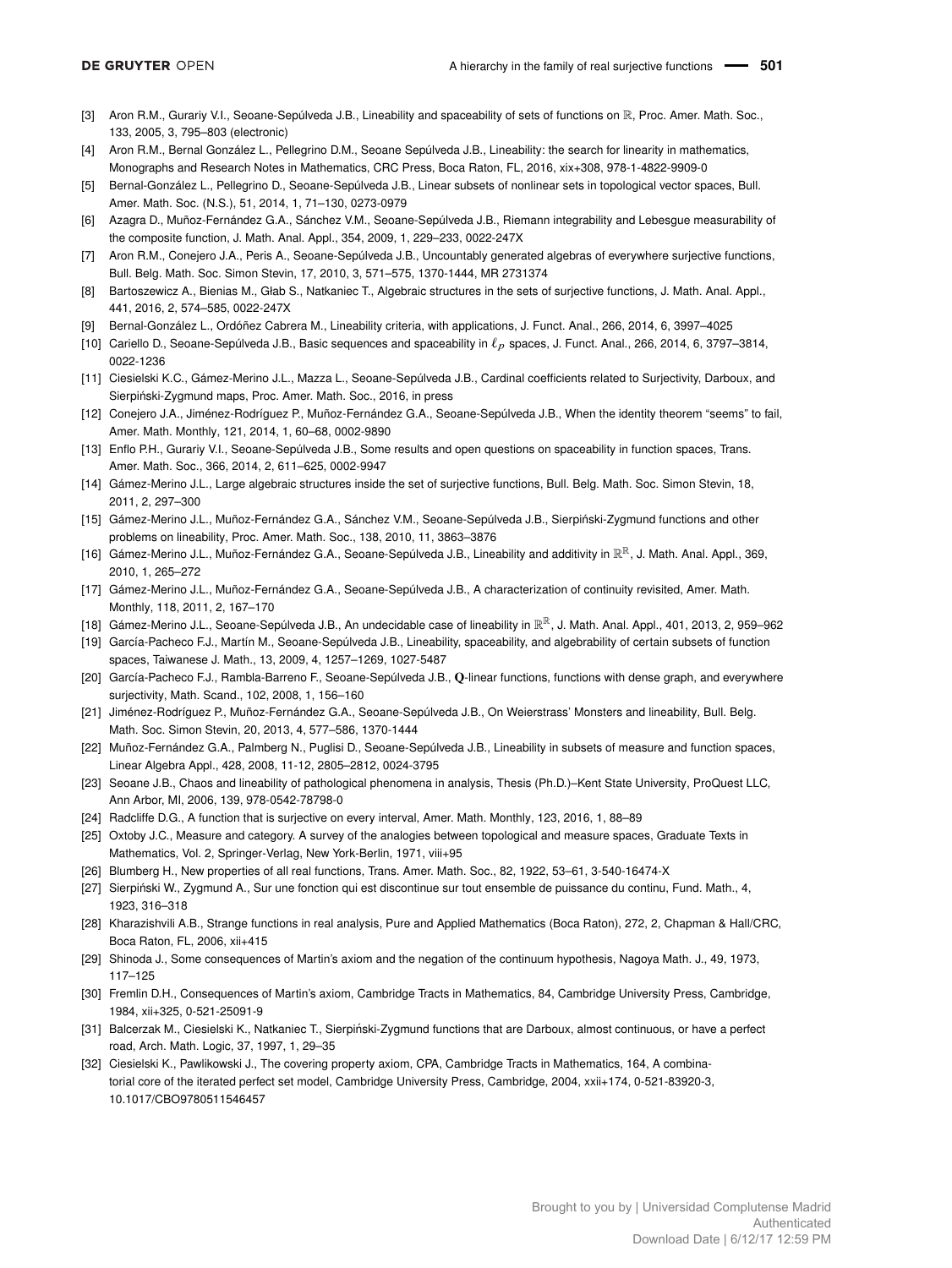[3] Aron R.M., Gurariy V.I., Seoane-Sepúlveda J.B., Lineability and spaceability of sets of functions on $\mathbb{R}$, Proc. Amer. Math. Soc., 133, 2005, 3, 795–803 (electronic)

[4] Aron R.M., Bernal González L., Pellegrino D.M., Seoane Sepúlveda J.B., Lineability: the search for linearity in mathematics, Monographs and Research Notes in Mathematics, CRC Press, Boca Raton, FL, 2016, xix+308, 978-1-4822-9909-0

[5] Bernal-González L., Pellegrino D., Seoane-Sepúlveda J.B., Linear subsets of nonlinear sets in topological vector spaces, Bull. Amer. Math. Soc. (N.S.), 51, 2014, 1, 71–130, 0273-0979

[6] Azagra D., Muñoz-Fernández G.A., Sánchez V.M., Seoane-Sepúlveda J.B., Riemann integrability and Lebesgue measurability of the composite function, J. Math. Anal. Appl., 354, 2009, 1, 229–233, 0022-247X

[7] Aron R.M., Conejero J.A., Peris A., Seoane-Sepúlveda J.B., Uncountably generated algebras of everywhere surjective functions, Bull. Belg. Math. Soc. Simon Stevin, 17, 2010, 3, 571–575, 1370-1444, MR 2731374

[8] Bartoszewicz A., Bienias M., Głab S., Natkaniec T., Algebraic structures in the sets of surjective functions, J. Math. Anal. Appl., 441, 2016, 2, 574–585, 0022-247X

[9] Bernal-González L., Ordóñez Cabrera M., Lineability criteria, with applications, J. Funct. Anal., 266, 2014, 6, 3997–4025

[10] Cariello D., Seoane-Sepúlveda J.B., Basic sequences and spaceability in $\ell_p$ spaces, J. Funct. Anal., 266, 2014, 6, 3797–3814, 0022-1236

[11] Ciesielski K.C., Gámez-Merino J.L., Mazza L., Seoane-Sepúlveda J.B., Cardinal coefficients related to Surjectivity, Darboux, and Sierpiński-Zygmund maps, Proc. Amer. Math. Soc., 2016, in press

[12] Conejero J.A., Jiménez-Rodríguez P., Muñoz-Fernández G.A., Seoane-Sepúlveda J.B., When the identity theorem "seems" to fail, Amer. Math. Monthly, 121, 2014, 1, 60–68, 0002-9890

[13] Enflo P.H., Gurariy V.I., Seoane-Sepúlveda J.B., Some results and open questions on spaceability in function spaces, Trans. Amer. Math. Soc., 366, 2014, 2, 611–625, 0002-9947

[14] Gámez-Merino J.L., Large algebraic structures inside the set of surjective functions, Bull. Belg. Math. Soc. Simon Stevin, 18, 2011, 2, 297–300

[15] Gámez-Merino J.L., Muñoz-Fernández G.A., Sánchez V.M., Seoane-Sepúlveda J.B., Sierpiński-Zygmund functions and other problems on lineability, Proc. Amer. Math. Soc., 138, 2010, 11, 3863–3876

[16] Gámez-Merino J.L., Muñoz-Fernández G.A., Seoane-Sepúlveda J.B., Lineability and additivity in $\mathbb{R}^{\mathbb{R}}$, J. Math. Anal. Appl., 369, 2010, 1, 265–272

[17] Gámez-Merino J.L., Muñoz-Fernández G.A., Seoane-Sepúlveda J.B., A characterization of continuity revisited, Amer. Math. Monthly, 118, 2011, 2, 167–170

[18] Gámez-Merino J.L., Seoane-Sepúlveda J.B., An undecidable case of lineability in $\mathbb{R}^{\mathbb{R}}$, J. Math. Anal. Appl., 401, 2013, 2, 959–962

[19] García-Pacheco F.J., Martín M., Seoane-Sepúlveda J.B., Lineability, spaceability, and algebrability of certain subsets of function spaces, Taiwanese J. Math., 13, 2009, 4, 1257–1269, 1027-5487

[20] García-Pacheco F.J., Rambla-Barreno F., Seoane-Sepúlveda J.B., $\mathbf{Q}$-linear functions, functions with dense graph, and everywhere surjectivity, Math. Scand., 102, 2008, 1, 156–160

[21] Jiménez-Rodríguez P., Muñoz-Fernández G.A., Seoane-Sepúlveda J.B., On Weierstrass' Monsters and lineability, Bull. Belg. Math. Soc. Simon Stevin, 20, 2013, 4, 577–586, 1370-1444

[22] Muñoz-Fernández G.A., Palmberg N., Puglisi D., Seoane-Sepúlveda J.B., Lineability in subsets of measure and function spaces, Linear Algebra Appl., 428, 2008, 11-12, 2805–2812, 0024-3795

[23] Seoane J.B., Chaos and lineability of pathological phenomena in analysis, Thesis (Ph.D.)–Kent State University, ProQuest LLC, Ann Arbor, MI, 2006, 139, 978-0542-78798-0

[24] Radcliffe D.G., A function that is surjective on every interval, Amer. Math. Monthly, 123, 2016, 1, 88–89

[25] Oxtoby J.C., Measure and category. A survey of the analogies between topological and measure spaces, Graduate Texts in Mathematics, Vol. 2, Springer-Verlag, New York-Berlin, 1971, viii+95

[26] Blumberg H., New properties of all real functions, Trans. Amer. Math. Soc., 82, 1922, 53–61, 3-540-16474-X

[27] Sierpiński W., Zygmund A., Sur une fonction qui est discontinue sur tout ensemble de puissance du continu, Fund. Math., 4, 1923, 316–318

[28] Kharazishvili A.B., Strange functions in real analysis, Pure and Applied Mathematics (Boca Raton), 272, 2, Chapman & Hall/CRC, Boca Raton, FL, 2006, xii+415

[29] Shinoda J., Some consequences of Martin's axiom and the negation of the continuum hypothesis, Nagoya Math. J., 49, 1973, 117–125

[30] Fremlin D.H., Consequences of Martin's axiom, Cambridge Tracts in Mathematics, 84, Cambridge University Press, Cambridge, 1984, xii+325, 0-521-25091-9

[31] Balcerzak M., Ciesielski K., Natkaniec T., Sierpiński-Zygmund functions that are Darboux, almost continuous, or have a perfect road, Arch. Math. Logic, 37, 1997, 1, 29–35

[32] Ciesielski K., Pawlikowski J., The covering property axiom, CPA, Cambridge Tracts in Mathematics, 164, A combinatorial core of the iterated perfect set model, Cambridge University Press, Cambridge, 2004, xxii+174, 0-521-83920-3, 10.1017/CBO9780511546457